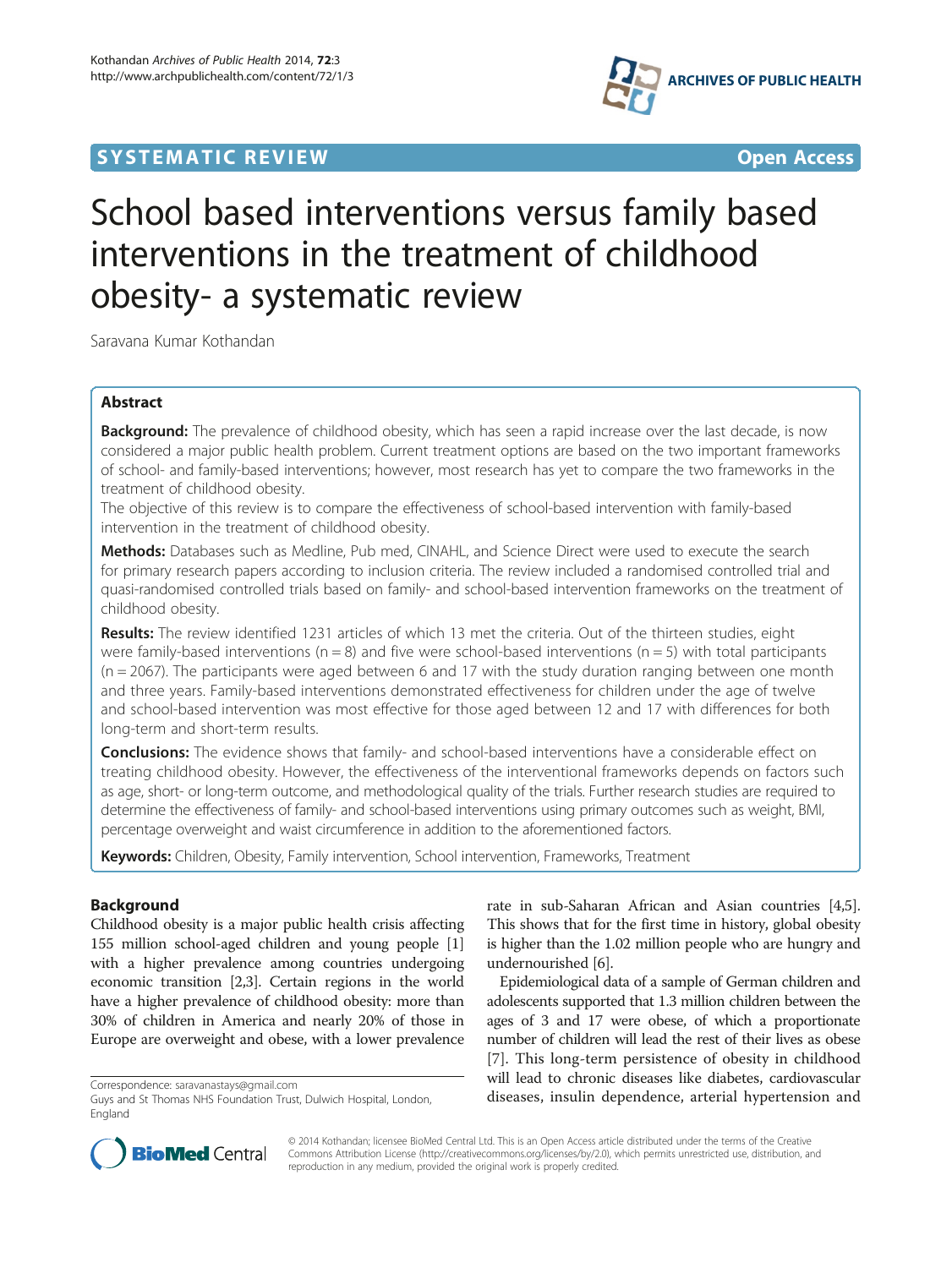SYSTEMATIC REVIEW **Open Access**

# School based interventions versus family based interventions in the treatment of childhood obesity- a systematic review

Saravana Kumar Kothandan

## Abstract

**Background:** The prevalence of childhood obesity, which has seen a rapid increase over the last decade, is now considered a major public health problem. Current treatment options are based on the two important frameworks of school- and family-based interventions; however, most research has yet to compare the two frameworks in the treatment of childhood obesity.

The objective of this review is to compare the effectiveness of school-based intervention with family-based intervention in the treatment of childhood obesity.

**Methods:** Databases such as Medline, Pub med, CINAHL, and Science Direct were used to execute the search for primary research papers according to inclusion criteria. The review included a randomised controlled trial and quasi-randomised controlled trials based on family- and school-based intervention frameworks on the treatment of childhood obesity.

**Results:** The review identified 1231 articles of which 13 met the criteria. Out of the thirteen studies, eight were family-based interventions (n = 8) and five were school-based interventions (n = 5) with total participants (n = 2067). The participants were aged between 6 and 17 with the study duration ranging between one month and three years. Family-based interventions demonstrated effectiveness for children under the age of twelve and school-based intervention was most effective for those aged between 12 and 17 with differences for both long-term and short-term results.

**Conclusions:** The evidence shows that family- and school-based interventions have a considerable effect on treating childhood obesity. However, the effectiveness of the interventional frameworks depends on factors such as age, short- or long-term outcome, and methodological quality of the trials. Further research studies are required to determine the effectiveness of family- and school-based interventions using primary outcomes such as weight, BMI, percentage overweight and waist circumference in addition to the aforementioned factors.

**Keywords:** Children, Obesity, Family intervention, School intervention, Frameworks, Treatment

## Background

Childhood obesity is a major public health crisis affecting 155 million school-aged children and young people [1] with a higher prevalence among countries undergoing economic transition [2,3]. Certain regions in the world have a higher prevalence of childhood obesity: more than 30% of children in America and nearly 20% of those in Europe are overweight and obese, with a lower prevalence rate in sub-Saharan African and Asian countries [4,5]. This shows that for the first time in history, global obesity is higher than the 1.02 million people who are hungry and undernourished [6].

Epidemiological data of a sample of German children and adolescents supported that 1.3 million children between the ages of 3 and 17 were obese, of which a proportionate number of children will lead the rest of their lives as obese [7]. This long-term persistence of obesity in childhood will lead to chronic diseases like diabetes, cardiovascular diseases, insulin dependence, arterial hypertension and

Correspondence: saravanastays@gmail.com
Guys and St Thomas NHS Foundation Trust, Dulwich Hospital, London, England

© 2014 Kothandan; licensee BioMed Central Ltd. This is an Open Access article distributed under the terms of the Creative Commons Attribution License (http://creativecommons.org/licenses/by/2.0), which permits unrestricted use, distribution, and reproduction in any medium, provided the original work is properly credited.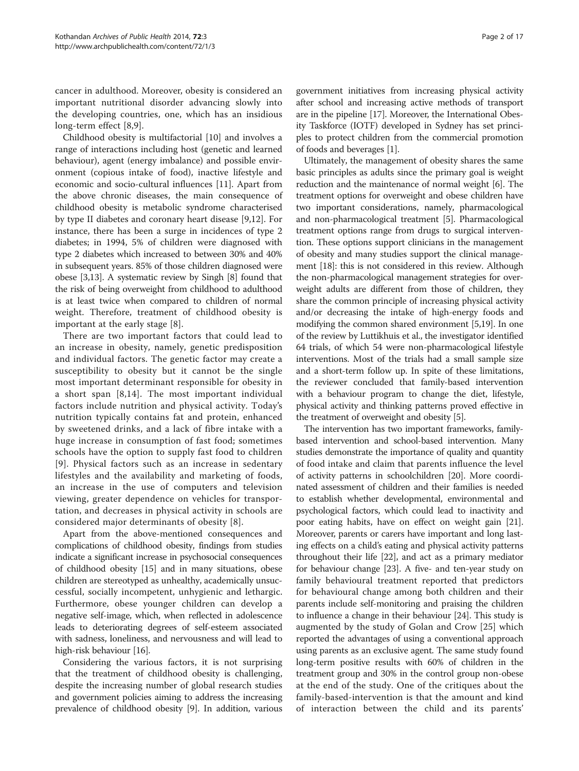cancer in adulthood. Moreover, obesity is considered an important nutritional disorder advancing slowly into the developing countries, one, which has an insidious long-term effect [8,9].

Childhood obesity is multifactorial [10] and involves a range of interactions including host (genetic and learned behaviour), agent (energy imbalance) and possible environment (copious intake of food), inactive lifestyle and economic and socio-cultural influences [11]. Apart from the above chronic diseases, the main consequence of childhood obesity is metabolic syndrome characterised by type II diabetes and coronary heart disease [9,12]. For instance, there has been a surge in incidences of type 2 diabetes; in 1994, 5% of children were diagnosed with type 2 diabetes which increased to between 30% and 40% in subsequent years. 85% of those children diagnosed were obese [3,13]. A systematic review by Singh [8] found that the risk of being overweight from childhood to adulthood is at least twice when compared to children of normal weight. Therefore, treatment of childhood obesity is important at the early stage [8].

There are two important factors that could lead to an increase in obesity, namely, genetic predisposition and individual factors. The genetic factor may create a susceptibility to obesity but it cannot be the single most important determinant responsible for obesity in a short span [8,14]. The most important individual factors include nutrition and physical activity. Today's nutrition typically contains fat and protein, enhanced by sweetened drinks, and a lack of fibre intake with a huge increase in consumption of fast food; sometimes schools have the option to supply fast food to children [9]. Physical factors such as an increase in sedentary lifestyles and the availability and marketing of foods, an increase in the use of computers and television viewing, greater dependence on vehicles for transportation, and decreases in physical activity in schools are considered major determinants of obesity [8].

Apart from the above-mentioned consequences and complications of childhood obesity, findings from studies indicate a significant increase in psychosocial consequences of childhood obesity [15] and in many situations, obese children are stereotyped as unhealthy, academically unsuccessful, socially incompetent, unhygienic and lethargic. Furthermore, obese younger children can develop a negative self-image, which, when reflected in adolescence leads to deteriorating degrees of self-esteem associated with sadness, loneliness, and nervousness and will lead to high-risk behaviour [16].

Considering the various factors, it is not surprising that the treatment of childhood obesity is challenging, despite the increasing number of global research studies and government policies aiming to address the increasing prevalence of childhood obesity [9]. In addition, various government initiatives from increasing physical activity after school and increasing active methods of transport are in the pipeline [17]. Moreover, the International Obesity Taskforce (IOTF) developed in Sydney has set principles to protect children from the commercial promotion of foods and beverages [1].

Ultimately, the management of obesity shares the same basic principles as adults since the primary goal is weight reduction and the maintenance of normal weight [6]. The treatment options for overweight and obese children have two important considerations, namely, pharmacological and non-pharmacological treatment [5]. Pharmacological treatment options range from drugs to surgical intervention. These options support clinicians in the management of obesity and many studies support the clinical management [18]: this is not considered in this review. Although the non-pharmacological management strategies for overweight adults are different from those of children, they share the common principle of increasing physical activity and/or decreasing the intake of high-energy foods and modifying the common shared environment [5,19]. In one of the review by Luttikhuis et al., the investigator identified 64 trials, of which 54 were non-pharmacological lifestyle interventions. Most of the trials had a small sample size and a short-term follow up. In spite of these limitations, the reviewer concluded that family-based intervention with a behaviour program to change the diet, lifestyle, physical activity and thinking patterns proved effective in the treatment of overweight and obesity [5].

The intervention has two important frameworks, family-based intervention and school-based intervention. Many studies demonstrate the importance of quality and quantity of food intake and claim that parents influence the level of activity patterns in schoolchildren [20]. More coordinated assessment of children and their families is needed to establish whether developmental, environmental and psychological factors, which could lead to inactivity and poor eating habits, have on effect on weight gain [21]. Moreover, parents or carers have important and long lasting effects on a child's eating and physical activity patterns throughout their life [22], and act as a primary mediator for behaviour change [23]. A five- and ten-year study on family behavioural treatment reported that predictors for behavioural change among both children and their parents include self-monitoring and praising the children to influence a change in their behaviour [24]. This study is augmented by the study of Golan and Crow [25] which reported the advantages of using a conventional approach using parents as an exclusive agent. The same study found long-term positive results with 60% of children in the treatment group and 30% in the control group non-obese at the end of the study. One of the critiques about the family-based-intervention is that the amount and kind of interaction between the child and its parents'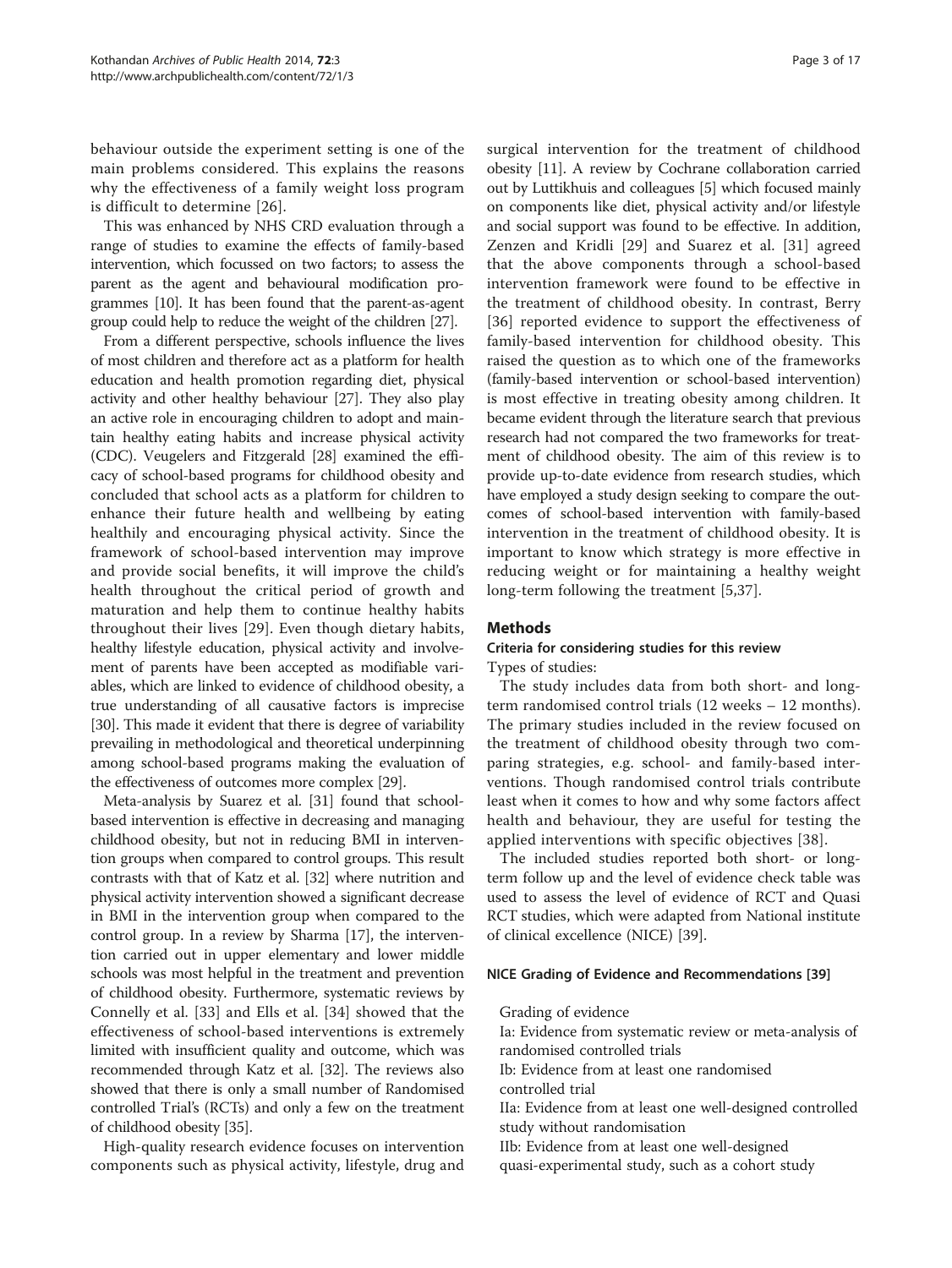behaviour outside the experiment setting is one of the main problems considered. This explains the reasons why the effectiveness of a family weight loss program is difficult to determine [26].

This was enhanced by NHS CRD evaluation through a range of studies to examine the effects of family-based intervention, which focussed on two factors; to assess the parent as the agent and behavioural modification programmes [10]. It has been found that the parent-as-agent group could help to reduce the weight of the children [27].

From a different perspective, schools influence the lives of most children and therefore act as a platform for health education and health promotion regarding diet, physical activity and other healthy behaviour [27]. They also play an active role in encouraging children to adopt and maintain healthy eating habits and increase physical activity (CDC). Veugelers and Fitzgerald [28] examined the efficacy of school-based programs for childhood obesity and concluded that school acts as a platform for children to enhance their future health and wellbeing by eating healthily and encouraging physical activity. Since the framework of school-based intervention may improve and provide social benefits, it will improve the child's health throughout the critical period of growth and maturation and help them to continue healthy habits throughout their lives [29]. Even though dietary habits, healthy lifestyle education, physical activity and involvement of parents have been accepted as modifiable variables, which are linked to evidence of childhood obesity, a true understanding of all causative factors is imprecise [30]. This made it evident that there is degree of variability prevailing in methodological and theoretical underpinning among school-based programs making the evaluation of the effectiveness of outcomes more complex [29].

Meta-analysis by Suarez et al. [31] found that school-based intervention is effective in decreasing and managing childhood obesity, but not in reducing BMI in intervention groups when compared to control groups. This result contrasts with that of Katz et al. [32] where nutrition and physical activity intervention showed a significant decrease in BMI in the intervention group when compared to the control group. In a review by Sharma [17], the intervention carried out in upper elementary and lower middle schools was most helpful in the treatment and prevention of childhood obesity. Furthermore, systematic reviews by Connelly et al. [33] and Ells et al. [34] showed that the effectiveness of school-based interventions is extremely limited with insufficient quality and outcome, which was recommended through Katz et al. [32]. The reviews also showed that there is only a small number of Randomised controlled Trial's (RCTs) and only a few on the treatment of childhood obesity [35].

High-quality research evidence focuses on intervention components such as physical activity, lifestyle, drug and surgical intervention for the treatment of childhood obesity [11]. A review by Cochrane collaboration carried out by Luttikhuis and colleagues [5] which focused mainly on components like diet, physical activity and/or lifestyle and social support was found to be effective. In addition, Zenzen and Kridli [29] and Suarez et al. [31] agreed that the above components through a school-based intervention framework were found to be effective in the treatment of childhood obesity. In contrast, Berry [36] reported evidence to support the effectiveness of family-based intervention for childhood obesity. This raised the question as to which one of the frameworks (family-based intervention or school-based intervention) is most effective in treating obesity among children. It became evident through the literature search that previous research had not compared the two frameworks for treatment of childhood obesity. The aim of this review is to provide up-to-date evidence from research studies, which have employed a study design seeking to compare the outcomes of school-based intervention with family-based intervention in the treatment of childhood obesity. It is important to know which strategy is more effective in reducing weight or for maintaining a healthy weight long-term following the treatment [5,37].

## Methods

### Criteria for considering studies for this review

Types of studies:

The study includes data from both short- and long-term randomised control trials (12 weeks – 12 months). The primary studies included in the review focused on the treatment of childhood obesity through two comparing strategies, e.g. school- and family-based interventions. Though randomised control trials contribute least when it comes to how and why some factors affect health and behaviour, they are useful for testing the applied interventions with specific objectives [38].

The included studies reported both short- or long-term follow up and the level of evidence check table was used to assess the level of evidence of RCT and Quasi RCT studies, which were adapted from National institute of clinical excellence (NICE) [39].

#### NICE Grading of Evidence and Recommendations [39]

Grading of evidence

Ia: Evidence from systematic review or meta-analysis of randomised controlled trials

Ib: Evidence from at least one randomised controlled trial

IIa: Evidence from at least one well-designed controlled study without randomisation

IIb: Evidence from at least one well-designed quasi-experimental study, such as a cohort study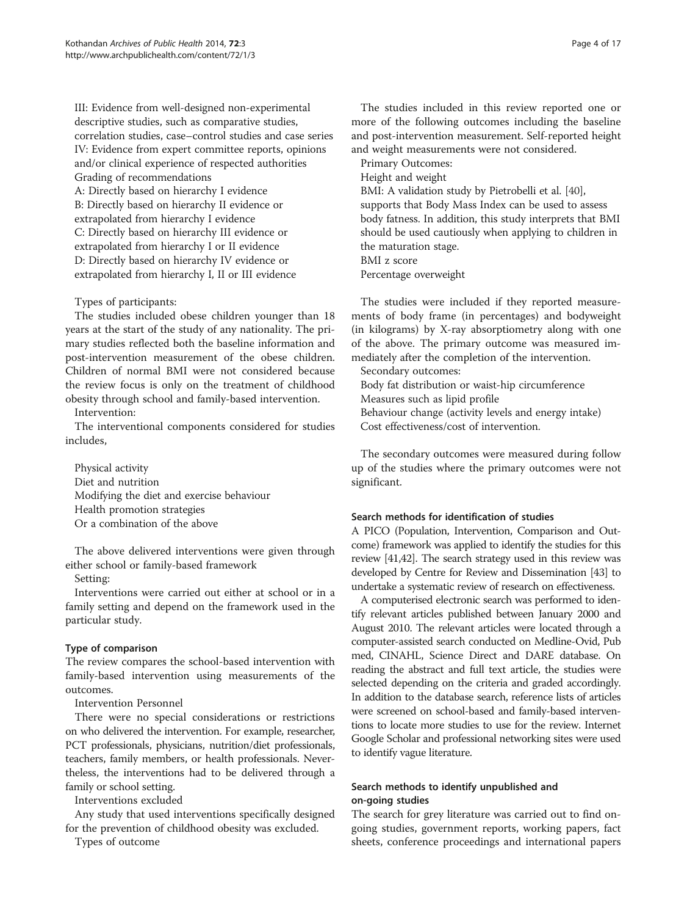III: Evidence from well-designed non-experimental descriptive studies, such as comparative studies, correlation studies, case–control studies and case series

IV: Evidence from expert committee reports, opinions and/or clinical experience of respected authorities

Grading of recommendations

A: Directly based on hierarchy I evidence

B: Directly based on hierarchy II evidence or extrapolated from hierarchy I evidence

C: Directly based on hierarchy III evidence or extrapolated from hierarchy I or II evidence

D: Directly based on hierarchy IV evidence or extrapolated from hierarchy I, II or III evidence

Types of participants:

The studies included obese children younger than 18 years at the start of the study of any nationality. The primary studies reflected both the baseline information and post-intervention measurement of the obese children. Children of normal BMI were not considered because the review focus is only on the treatment of childhood obesity through school and family-based intervention.

Intervention:

The interventional components considered for studies includes,

- Physical activity
- Diet and nutrition
- Modifying the diet and exercise behaviour
- Health promotion strategies
- Or a combination of the above

The above delivered interventions were given through either school or family-based framework

Setting:

Interventions were carried out either at school or in a family setting and depend on the framework used in the particular study.

#### Type of comparison

The review compares the school-based intervention with family-based intervention using measurements of the outcomes.

Intervention Personnel

There were no special considerations or restrictions on who delivered the intervention. For example, researcher, PCT professionals, physicians, nutrition/diet professionals, teachers, family members, or health professionals. Nevertheless, the interventions had to be delivered through a family or school setting.

Interventions excluded

Any study that used interventions specifically designed for the prevention of childhood obesity was excluded.

Types of outcome

The studies included in this review reported one or more of the following outcomes including the baseline and post-intervention measurement. Self-reported height and weight measurements were not considered.

Primary Outcomes:

Height and weight

BMI: A validation study by Pietrobelli et al. [40], supports that Body Mass Index can be used to assess body fatness. In addition, this study interprets that BMI should be used cautiously when applying to children in the maturation stage.

BMI z score

Percentage overweight

The studies were included if they reported measurements of body frame (in percentages) and bodyweight (in kilograms) by X-ray absorptiometry along with one of the above. The primary outcome was measured immediately after the completion of the intervention.

Secondary outcomes:

Body fat distribution or waist-hip circumference

Measures such as lipid profile

Behaviour change (activity levels and energy intake)

Cost effectiveness/cost of intervention.

The secondary outcomes were measured during follow up of the studies where the primary outcomes were not significant.

#### Search methods for identification of studies

A PICO (Population, Intervention, Comparison and Outcome) framework was applied to identify the studies for this review [41,42]. The search strategy used in this review was developed by Centre for Review and Dissemination [43] to undertake a systematic review of research on effectiveness.

A computerised electronic search was performed to identify relevant articles published between January 2000 and August 2010. The relevant articles were located through a computer-assisted search conducted on Medline-Ovid, Pub med, CINAHL, Science Direct and DARE database. On reading the abstract and full text article, the studies were selected depending on the criteria and graded accordingly. In addition to the database search, reference lists of articles were screened on school-based and family-based interventions to locate more studies to use for the review. Internet Google Scholar and professional networking sites were used to identify vague literature.

#### Search methods to identify unpublished and on-going studies

The search for grey literature was carried out to find on-going studies, government reports, working papers, fact sheets, conference proceedings and international papers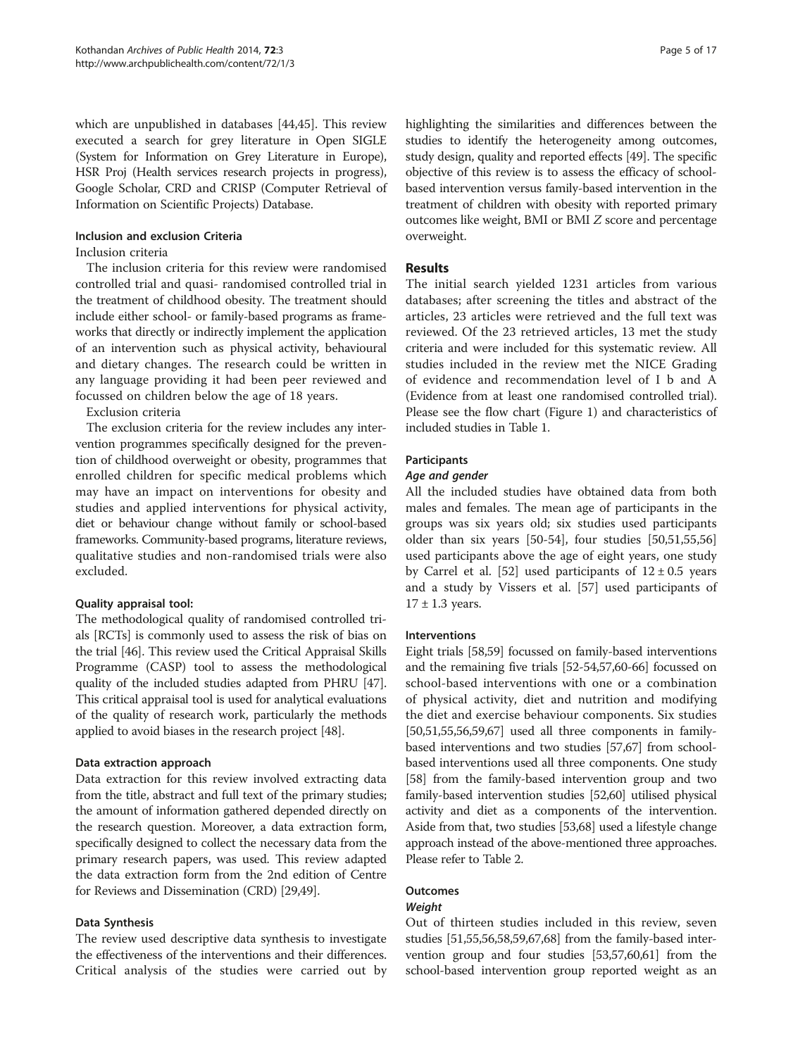which are unpublished in databases [44,45]. This review executed a search for grey literature in Open SIGLE (System for Information on Grey Literature in Europe), HSR Proj (Health services research projects in progress), Google Scholar, CRD and CRISP (Computer Retrieval of Information on Scientific Projects) Database.

### Inclusion and exclusion Criteria

Inclusion criteria

The inclusion criteria for this review were randomised controlled trial and quasi- randomised controlled trial in the treatment of childhood obesity. The treatment should include either school- or family-based programs as frameworks that directly or indirectly implement the application of an intervention such as physical activity, behavioural and dietary changes. The research could be written in any language providing it had been peer reviewed and focussed on children below the age of 18 years.

Exclusion criteria

The exclusion criteria for the review includes any intervention programmes specifically designed for the prevention of childhood overweight or obesity, programmes that enrolled children for specific medical problems which may have an impact on interventions for obesity and studies and applied interventions for physical activity, diet or behaviour change without family or school-based frameworks. Community-based programs, literature reviews, qualitative studies and non-randomised trials were also excluded.

### Quality appraisal tool:

The methodological quality of randomised controlled trials [RCTs] is commonly used to assess the risk of bias on the trial [46]. This review used the Critical Appraisal Skills Programme (CASP) tool to assess the methodological quality of the included studies adapted from PHRU [47]. This critical appraisal tool is used for analytical evaluations of the quality of research work, particularly the methods applied to avoid biases in the research project [48].

### Data extraction approach

Data extraction for this review involved extracting data from the title, abstract and full text of the primary studies; the amount of information gathered depended directly on the research question. Moreover, a data extraction form, specifically designed to collect the necessary data from the primary research papers, was used. This review adapted the data extraction form from the 2nd edition of Centre for Reviews and Dissemination (CRD) [29,49].

### Data Synthesis

The review used descriptive data synthesis to investigate the effectiveness of the interventions and their differences. Critical analysis of the studies were carried out by highlighting the similarities and differences between the studies to identify the heterogeneity among outcomes, study design, quality and reported effects [49]. The specific objective of this review is to assess the efficacy of school-based intervention versus family-based intervention in the treatment of children with obesity with reported primary outcomes like weight, BMI or BMI *Z* score and percentage overweight.

## Results

The initial search yielded 1231 articles from various databases; after screening the titles and abstract of the articles, 23 articles were retrieved and the full text was reviewed. Of the 23 retrieved articles, 13 met the study criteria and were included for this systematic review. All studies included in the review met the NICE Grading of evidence and recommendation level of I b and A (Evidence from at least one randomised controlled trial). Please see the flow chart (Figure 1) and characteristics of included studies in Table 1.

### Participants

#### *Age and gender*

All the included studies have obtained data from both males and females. The mean age of participants in the groups was six years old; six studies used participants older than six years [50-54], four studies [50,51,55,56] used participants above the age of eight years, one study by Carrel et al. [52] used participants of $12 \pm 0.5$ years and a study by Vissers et al. [57] used participants of $17 \pm 1.3$ years.

### Interventions

Eight trials [58,59] focussed on family-based interventions and the remaining five trials [52-54,57,60-66] focussed on school-based interventions with one or a combination of physical activity, diet and nutrition and modifying the diet and exercise behaviour components. Six studies [50,51,55,56,59,67] used all three components in family-based interventions and two studies [57,67] from school-based interventions used all three components. One study [58] from the family-based intervention group and two family-based intervention studies [52,60] utilised physical activity and diet as a components of the intervention. Aside from that, two studies [53,68] used a lifestyle change approach instead of the above-mentioned three approaches. Please refer to Table 2.

### Outcomes

#### *Weight*

Out of thirteen studies included in this review, seven studies [51,55,56,58,59,67,68] from the family-based intervention group and four studies [53,57,60,61] from the school-based intervention group reported weight as an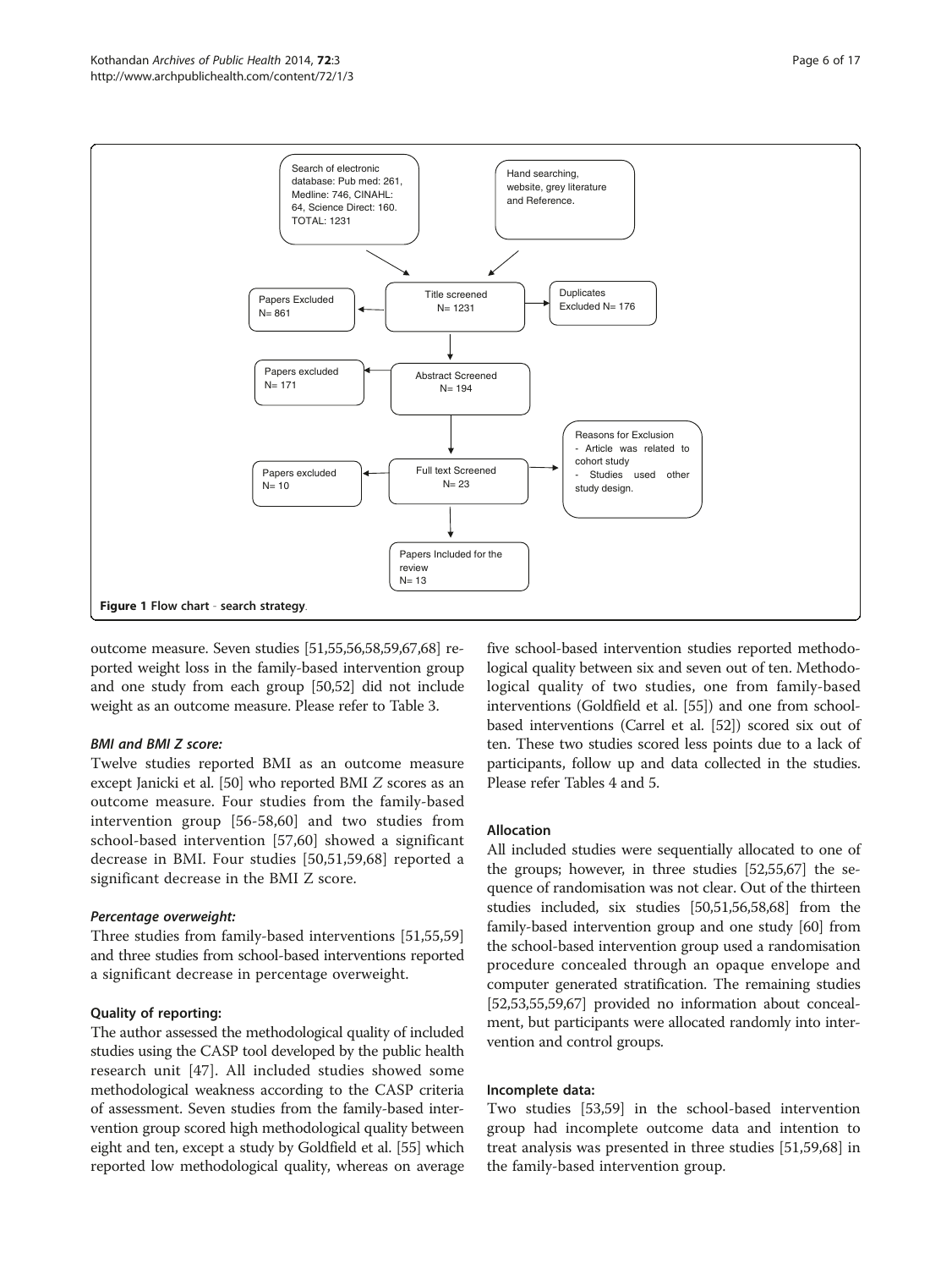Search of electronic database: Pub med: 261, Medline: 746, CINAHL: 64, Science Direct: 160. TOTAL: 1231

Hand searching, website, grey literature and Reference.

Title screened N= 1231

Papers Excluded N= 861

Duplicates Excluded N= 176

Abstract Screened N= 194

Papers excluded N= 171

Full text Screened N= 23

Papers excluded N= 10

Reasons for Exclusion
- Article was related to cohort study
- Studies used other study design.

Papers Included for the review N= 13

**Figure 1 Flow chart - search strategy.**

outcome measure. Seven studies [51,55,56,58,59,67,68] reported weight loss in the family-based intervention group and one study from each group [50,52] did not include weight as an outcome measure. Please refer to Table 3.

### *BMI and BMI Z score:*

Twelve studies reported BMI as an outcome measure except Janicki et al. [50] who reported BMI *Z* scores as an outcome measure. Four studies from the family-based intervention group [56-58,60] and two studies from school-based intervention [57,60] showed a significant decrease in BMI. Four studies [50,51,59,68] reported a significant decrease in the BMI Z score.

### *Percentage overweight:*

Three studies from family-based interventions [51,55,59] and three studies from school-based interventions reported a significant decrease in percentage overweight.

### Quality of reporting:

The author assessed the methodological quality of included studies using the CASP tool developed by the public health research unit [47]. All included studies showed some methodological weakness according to the CASP criteria of assessment. Seven studies from the family-based intervention group scored high methodological quality between eight and ten, except a study by Goldfield et al. [55] which reported low methodological quality, whereas on average five school-based intervention studies reported methodological quality between six and seven out of ten. Methodological quality of two studies, one from family-based interventions (Goldfield et al. [55]) and one from school-based interventions (Carrel et al. [52]) scored six out of ten. These two studies scored less points due to a lack of participants, follow up and data collected in the studies. Please refer Tables 4 and 5.

### Allocation

All included studies were sequentially allocated to one of the groups; however, in three studies [52,55,67] the sequence of randomisation was not clear. Out of the thirteen studies included, six studies [50,51,56,58,68] from the family-based intervention group and one study [60] from the school-based intervention group used a randomisation procedure concealed through an opaque envelope and computer generated stratification. The remaining studies [52,53,55,59,67] provided no information about concealment, but participants were allocated randomly into intervention and control groups.

### Incomplete data:

Two studies [53,59] in the school-based intervention group had incomplete outcome data and intention to treat analysis was presented in three studies [51,59,68] in the family-based intervention group.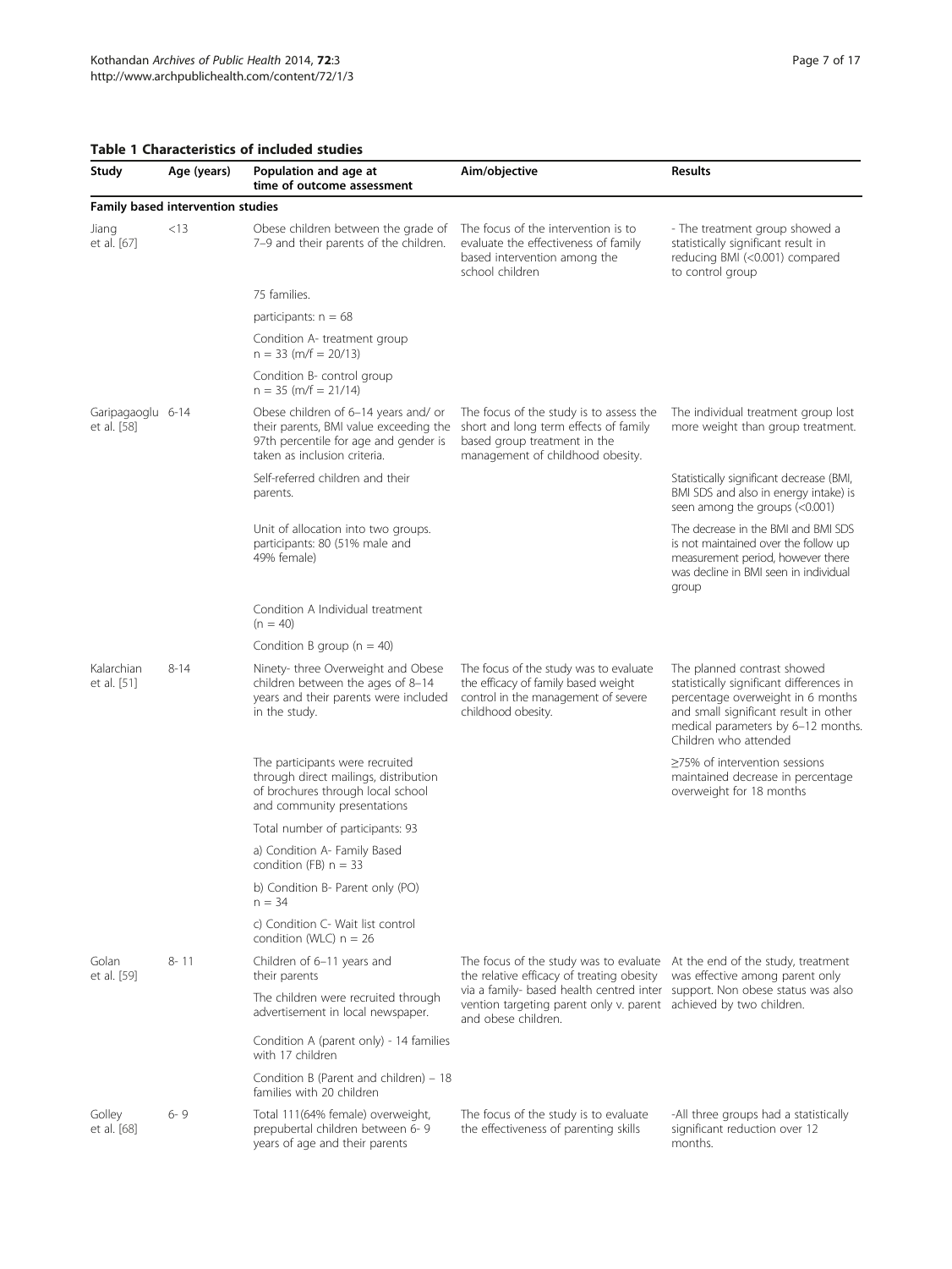**Table 1 Characteristics of included studies**

| Study | Age (years) | Population and age at time of outcome assessment | Aim/objective | Results |
|---|---|---|---|---|
| **Family based intervention studies** | | | | |
| Jiang et al. [67] | <13 | Obese children between the grade of 7–9 and their parents of the children. | The focus of the intervention is to evaluate the effectiveness of family based intervention among the school children | - The treatment group showed a statistically significant result in reducing BMI (<0.001) compared to control group |
| | | 75 families. | | |
| | | participants: n = 68 | | |
| | | Condition A- treatment group n = 33 (m/f = 20/13) | | |
| | | Condition B- control group n = 35 (m/f = 21/14) | | |
| Garipagaoglu et al. [58] | 6-14 | Obese children of 6–14 years and/ or their parents, BMI value exceeding the 97th percentile for age and gender is taken as inclusion criteria. | The focus of the study is to assess the short and long term effects of family based group treatment in the management of childhood obesity. | The individual treatment group lost more weight than group treatment. |
| | | Self-referred children and their parents. | | Statistically significant decrease (BMI, BMI SDS and also in energy intake) is seen among the groups (<0.001) |
| | | Unit of allocation into two groups. participants: 80 (51% male and 49% female) | | The decrease in the BMI and BMI SDS is not maintained over the follow up measurement period, however there was decline in BMI seen in individual group |
| | | Condition A Individual treatment (n = 40) | | |
| | | Condition B group (n = 40) | | |
| Kalarchian et al. [51] | 8-14 | Ninety- three Overweight and Obese children between the ages of 8–14 years and their parents were included in the study. | The focus of the study was to evaluate the efficacy of family based weight control in the management of severe childhood obesity. | The planned contrast showed statistically significant differences in percentage overweight in 6 months and small significant result in other medical parameters by 6–12 months. Children who attended |
| | | The participants were recruited through direct mailings, distribution of brochures through local school and community presentations | | ≥75% of intervention sessions maintained decrease in percentage overweight for 18 months |
| | | Total number of participants: 93 | | |
| | | a) Condition A- Family Based condition (FB) n = 33 | | |
| | | b) Condition B- Parent only (PO) n = 34 | | |
| | | c) Condition C- Wait list control condition (WLC) n = 26 | | |
| Golan et al. [59] | 8- 11 | Children of 6–11 years and their parents | The focus of the study was to evaluate the relative efficacy of treating obesity via a family- based health centred inter vention targeting parent only v. parent and obese children. | At the end of the study, treatment was effective among parent only support. Non obese status was also achieved by two children. |
| | | The children were recruited through advertisement in local newspaper. | | |
| | | Condition A (parent only) - 14 families with 17 children | | |
| | | Condition B (Parent and children) – 18 families with 20 children | | |
| Golley et al. [68] | 6- 9 | Total 111(64% female) overweight, prepubertal children between 6- 9 years of age and their parents | The focus of the study is to evaluate the effectiveness of parenting skills | -All three groups had a statistically significant reduction over 12 months. |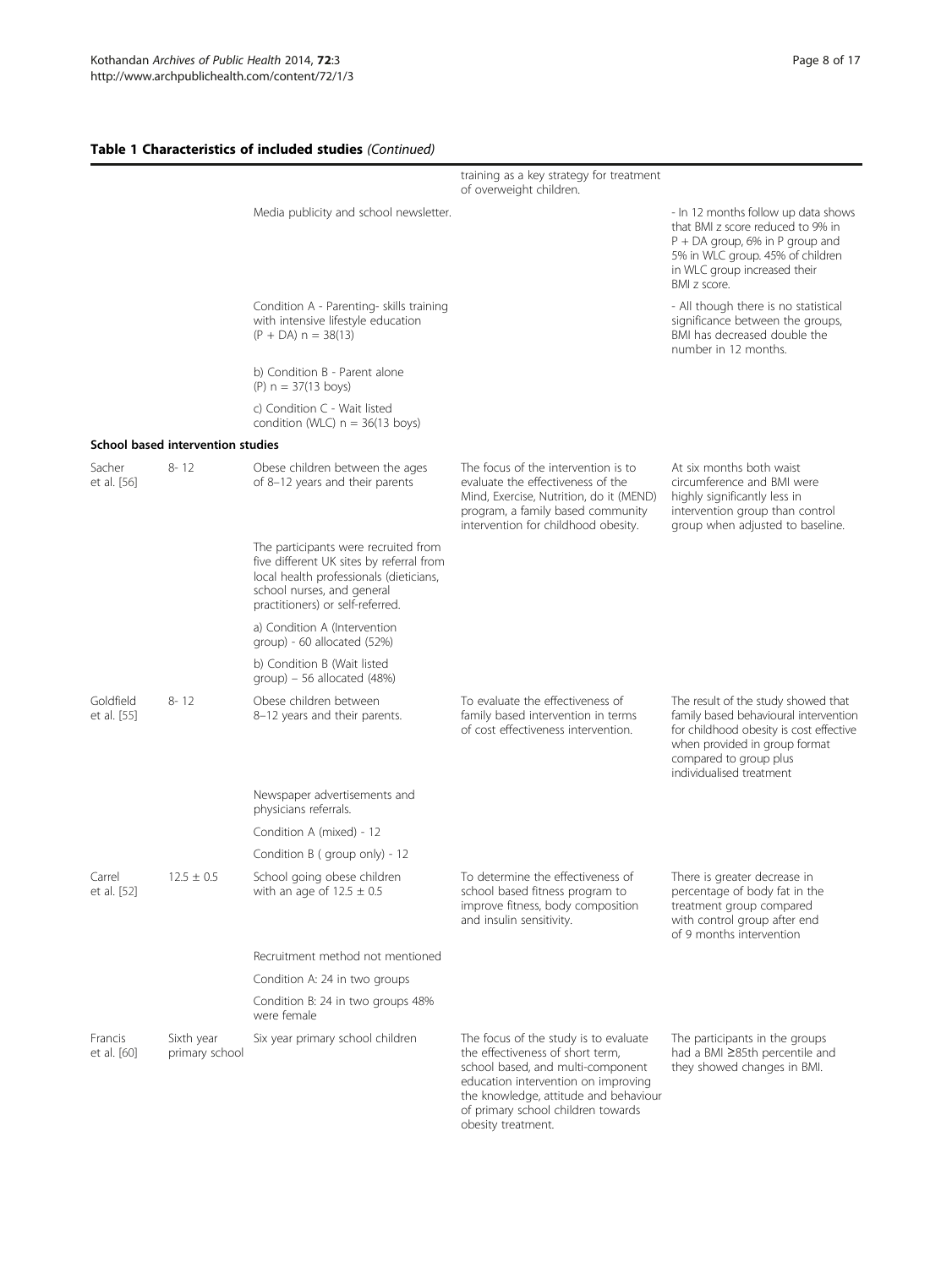**Table 1 Characteristics of included studies** *(Continued)*

| | | | training as a key strategy for treatment of overweight children. | |
|---|---|---|---|---|
| | | Media publicity and school newsletter. | | - In 12 months follow up data shows that BMI z score reduced to 9% in P + DA group, 6% in P group and 5% in WLC group. 45% of children in WLC group increased their BMI z score. |
| | | Condition A - Parenting- skills training with intensive lifestyle education (P + DA) n = 38(13) | | - All though there is no statistical significance between the groups, BMI has decreased double the number in 12 months. |
| | | b) Condition B - Parent alone (P) n = 37(13 boys) | | |
| | | c) Condition C - Wait listed condition (WLC) n = 36(13 boys) | | |
| **School based intervention studies** | | | | |
| Sacher et al. [56] | 8- 12 | Obese children between the ages of 8–12 years and their parents | The focus of the intervention is to evaluate the effectiveness of the Mind, Exercise, Nutrition, do it (MEND) program, a family based community intervention for childhood obesity. | At six months both waist circumference and BMI were highly significantly less in intervention group than control group when adjusted to baseline. |
| | | The participants were recruited from five different UK sites by referral from local health professionals (dieticians, school nurses, and general practitioners) or self-referred. | | |
| | | a) Condition A (Intervention group) - 60 allocated (52%) | | |
| | | b) Condition B (Wait listed group) – 56 allocated (48%) | | |
| Goldfield et al. [55] | 8- 12 | Obese children between 8–12 years and their parents. | To evaluate the effectiveness of family based intervention in terms of cost effectiveness intervention. | The result of the study showed that family based behavioural intervention for childhood obesity is cost effective when provided in group format compared to group plus individualised treatment |
| | | Newspaper advertisements and physicians referrals. | | |
| | | Condition A (mixed) - 12 | | |
| | | Condition B ( group only) - 12 | | |
| Carrel et al. [52] | 12.5 ± 0.5 | School going obese children with an age of 12.5 ± 0.5 | To determine the effectiveness of school based fitness program to improve fitness, body composition and insulin sensitivity. | There is greater decrease in percentage of body fat in the treatment group compared with control group after end of 9 months intervention |
| | | Recruitment method not mentioned | | |
| | | Condition A: 24 in two groups | | |
| | | Condition B: 24 in two groups 48% were female | | |
| Francis et al. [60] | Sixth year primary school | Six year primary school children | The focus of the study is to evaluate the effectiveness of short term, school based, and multi-component education intervention on improving the knowledge, attitude and behaviour of primary school children towards obesity treatment. | The participants in the groups had a BMI ≥85th percentile and they showed changes in BMI. |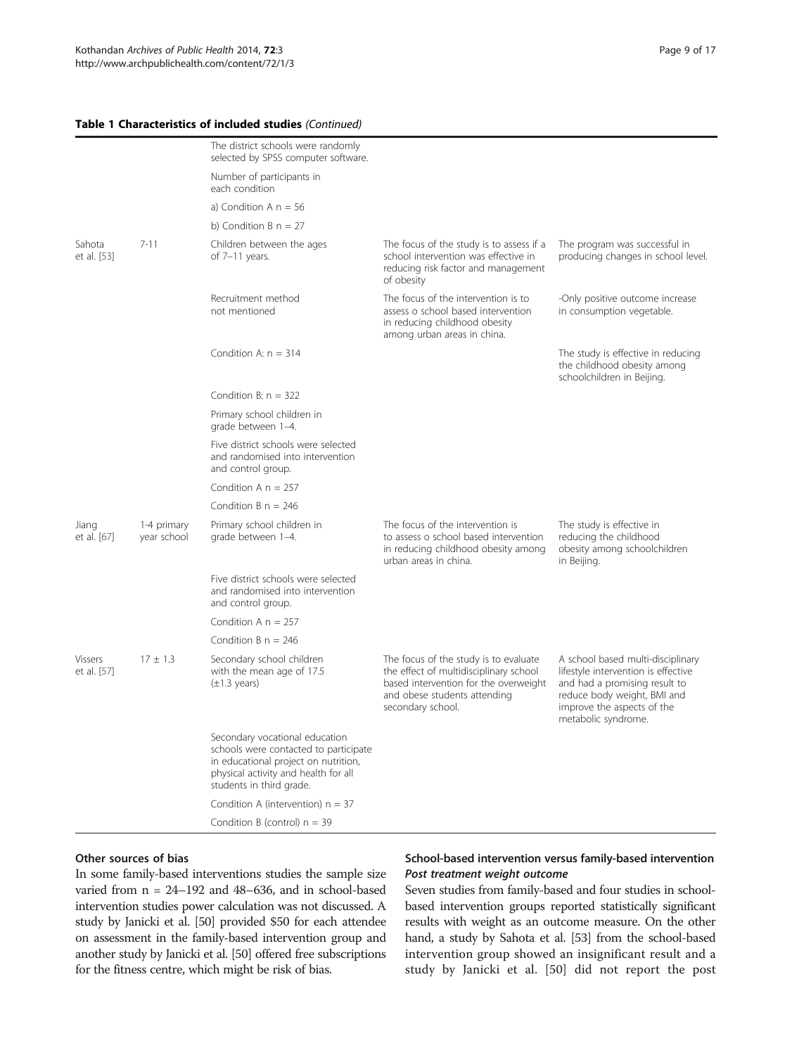**Table 1 Characteristics of included studies** *(Continued)*

| | | | | |
|---|---|---|---|---|
| | | The district schools were randomly selected by SPSS computer software. | | |
| | | Number of participants in each condition | | |
| | | a) Condition A n = 56 | | |
| | | b) Condition B n = 27 | | |
| Sahota et al. [53] | 7-11 | Children between the ages of 7–11 years. | The focus of the study is to assess if a school intervention was effective in reducing risk factor and management of obesity | The program was successful in producing changes in school level. |
| | | Recruitment method not mentioned | The focus of the intervention is to assess o school based intervention in reducing childhood obesity among urban areas in china. | -Only positive outcome increase in consumption vegetable. |
| | | Condition A: n = 314 | | The study is effective in reducing the childhood obesity among schoolchildren in Beijing. |
| | | Condition B: n = 322 | | |
| | | Primary school children in grade between 1–4. | | |
| | | Five district schools were selected and randomised into intervention and control group. | | |
| | | Condition A n = 257 | | |
| | | Condition B n = 246 | | |
| Jiang et al. [67] | 1-4 primary year school | Primary school children in grade between 1–4. | The focus of the intervention is to assess o school based intervention in reducing childhood obesity among urban areas in china. | The study is effective in reducing the childhood obesity among schoolchildren in Beijing. |
| | | Five district schools were selected and randomised into intervention and control group. | | |
| | | Condition A n = 257 | | |
| | | Condition B n = 246 | | |
| Vissers et al. [57] | 17 ± 1.3 | Secondary school children with the mean age of 17.5 (±1.3 years) | The focus of the study is to evaluate the effect of multidisciplinary school based intervention for the overweight and obese students attending secondary school. | A school based multi-disciplinary lifestyle intervention is effective and had a promising result to reduce body weight, BMI and improve the aspects of the metabolic syndrome. |
| | | Secondary vocational education schools were contacted to participate in educational project on nutrition, physical activity and health for all students in third grade. | | |
| | | Condition A (intervention) n = 37 | | |
| | | Condition B (control) n = 39 | | |

### Other sources of bias

In some family-based interventions studies the sample size varied from n = 24–192 and 48–636, and in school-based intervention studies power calculation was not discussed. A study by Janicki et al. [50] provided $50 for each attendee on assessment in the family-based intervention group and another study by Janicki et al. [50] offered free subscriptions for the fitness centre, which might be risk of bias.

### School-based intervention versus family-based intervention

#### *Post treatment weight outcome*

Seven studies from family-based and four studies in school-based intervention groups reported statistically significant results with weight as an outcome measure. On the other hand, a study by Sahota et al. [53] from the school-based intervention group showed an insignificant result and a study by Janicki et al. [50] did not report the post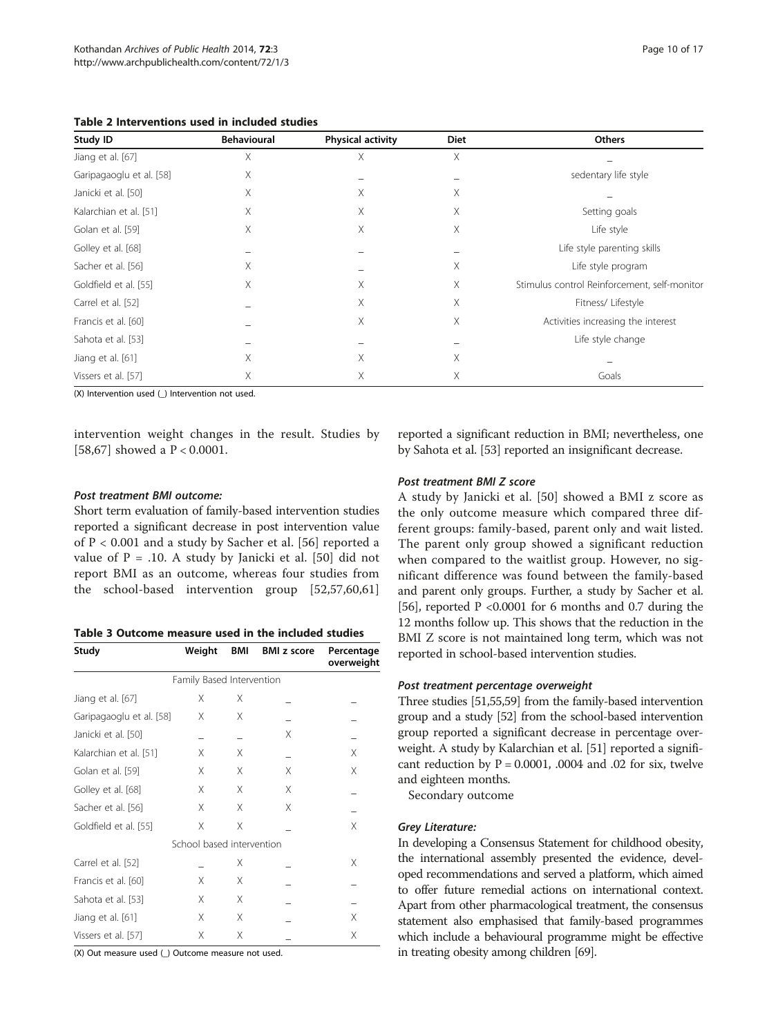**Table 2 Interventions used in included studies**

| Study ID | Behavioural | Physical activity | Diet | Others |
|---|---|---|---|---|
| Jiang et al. [67] | X | X | X | _ |
| Garipagaoglu et al. [58] | X | _ | _ | sedentary life style |
| Janicki et al. [50] | X | X | X | _ |
| Kalarchian et al. [51] | X | X | X | Setting goals |
| Golan et al. [59] | X | X | X | Life style |
| Golley et al. [68] | _ | _ | _ | Life style parenting skills |
| Sacher et al. [56] | X | _ | X | Life style program |
| Goldfield et al. [55] | X | X | X | Stimulus control Reinforcement, self-monitor |
| Carrel et al. [52] | _ | X | X | Fitness/ Lifestyle |
| Francis et al. [60] | _ | X | X | Activities increasing the interest |
| Sahota et al. [53] | _ | _ | _ | Life style change |
| Jiang et al. [61] | X | X | X | _ |
| Vissers et al. [57] | X | X | X | Goals |

(X) Intervention used (_) Intervention not used.

intervention weight changes in the result. Studies by [58,67] showed a $P < 0.0001$.

#### *Post treatment BMI outcome:*

Short term evaluation of family-based intervention studies reported a significant decrease in post intervention value of $P < 0.001$ and a study by Sacher et al. [56] reported a value of $P = .10$. A study by Janicki et al. [50] did not report BMI as an outcome, whereas four studies from the school-based intervention group [52,57,60,61] reported a significant reduction in BMI; nevertheless, one by Sahota et al. [53] reported an insignificant decrease.

**Table 3 Outcome measure used in the included studies**

| Study | Weight | BMI | BMI z score | Percentage overweight |
|---|---|---|---|---|
| Family Based Intervention | | | | |
| Jiang et al. [67] | X | X | _ | _ |
| Garipagaoglu et al. [58] | X | X | _ | _ |
| Janicki et al. [50] | _ | _ | X | _ |
| Kalarchian et al. [51] | X | X | _ | X |
| Golan et al. [59] | X | X | X | X |
| Golley et al. [68] | X | X | X | _ |
| Sacher et al. [56] | X | X | X | _ |
| Goldfield et al. [55] | X | X | _ | X |
| School based intervention | | | | |
| Carrel et al. [52] | _ | X | _ | X |
| Francis et al. [60] | X | X | _ | _ |
| Sahota et al. [53] | X | X | _ | _ |
| Jiang et al. [61] | X | X | _ | X |
| Vissers et al. [57] | X | X | _ | X |

(X) Out measure used (_) Outcome measure not used.

#### *Post treatment BMI Z score*

A study by Janicki et al. [50] showed a BMI z score as the only outcome measure which compared three different groups: family-based, parent only and wait listed. The parent only group showed a significant reduction when compared to the waitlist group. However, no significant difference was found between the family-based and parent only groups. Further, a study by Sacher et al. [56], reported $P < 0.0001$ for 6 months and 0.7 during the 12 months follow up. This shows that the reduction in the BMI Z score is not maintained long term, which was not reported in school-based intervention studies.

#### *Post treatment percentage overweight*

Three studies [51,55,59] from the family-based intervention group and a study [52] from the school-based intervention group reported a significant decrease in percentage overweight. A study by Kalarchian et al. [51] reported a significant reduction by $P = 0.0001$, .0004 and .02 for six, twelve and eighteen months.

Secondary outcome

#### *Grey Literature:*

In developing a Consensus Statement for childhood obesity, the international assembly presented the evidence, developed recommendations and served a platform, which aimed to offer future remedial actions on international context. Apart from other pharmacological treatment, the consensus statement also emphasised that family-based programmes which include a behavioural programme might be effective in treating obesity among children [69].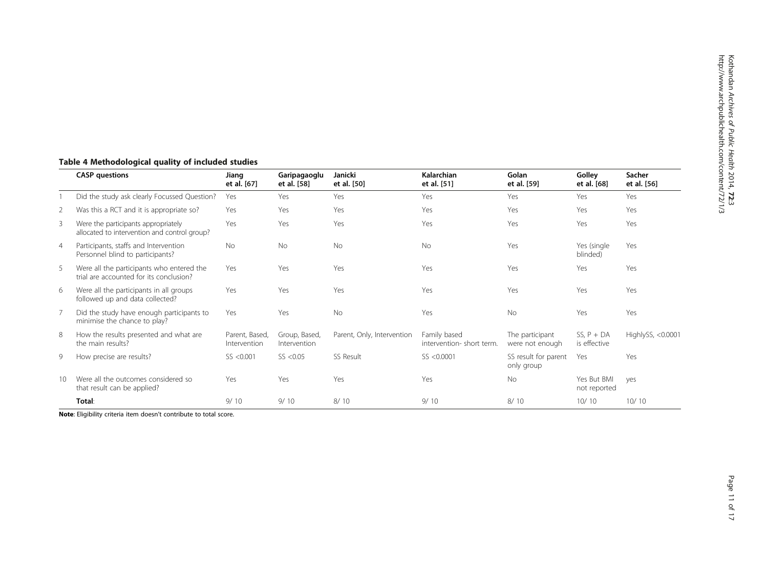**Table 4 Methodological quality of included studies**

| | CASP questions | Jiang et al. [67] | Garipagaoglu et al. [58] | Janicki et al. [50] | Kalarchian et al. [51] | Golan et al. [59] | Golley et al. [68] | Sacher et al. [56] |
|---|---|---|---|---|---|---|---|---|
| 1 | Did the study ask clearly Focussed Question? | Yes | Yes | Yes | Yes | Yes | Yes | Yes |
| 2 | Was this a RCT and it is appropriate so? | Yes | Yes | Yes | Yes | Yes | Yes | Yes |
| 3 | Were the participants appropriately allocated to intervention and control group? | Yes | Yes | Yes | Yes | Yes | Yes | Yes |
| 4 | Participants, staffs and Intervention Personnel blind to participants? | No | No | No | No | Yes | Yes (single blinded) | Yes |
| 5 | Were all the participants who entered the trial are accounted for its conclusion? | Yes | Yes | Yes | Yes | Yes | Yes | Yes |
| 6 | Were all the participants in all groups followed up and data collected? | Yes | Yes | Yes | Yes | Yes | Yes | Yes |
| 7 | Did the study have enough participants to minimise the chance to play? | Yes | Yes | No | Yes | No | Yes | Yes |
| 8 | How the results presented and what are the main results? | Parent, Based, Intervention | Group, Based, Intervention | Parent, Only, Intervention | Family based intervention- short term. | The participant were not enough | SS, P + DA is effective | HighlySS, <0.0001 |
| 9 | How precise are results? | SS <0.001 | SS <0.05 | SS Result | SS <0.0001 | SS result for parent only group | Yes | Yes |
| 10 | Were all the outcomes considered so that result can be applied? | Yes | Yes | Yes | Yes | No | Yes But BMI not reported | yes |
| | **Total**: | 9/ 10 | 9/ 10 | 8/ 10 | 9/ 10 | 8/ 10 | 10/ 10 | 10/ 10 |

**Note**: Eligibility criteria item doesn't contribute to total score.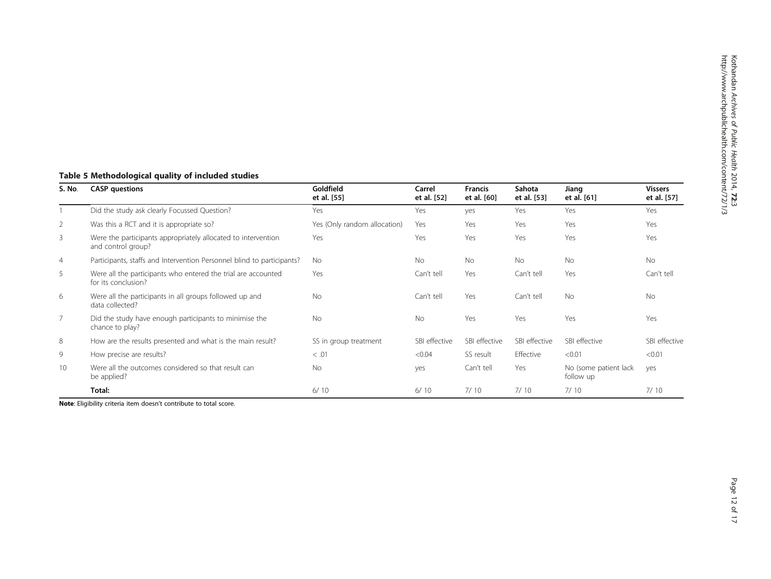**Table 5 Methodological quality of included studies**

| S. No. | CASP questions | Goldfield et al. [55] | Carrel et al. [52] | Francis et al. [60] | Sahota et al. [53] | Jiang et al. [61] | Vissers et al. [57] |
|---|---|---|---|---|---|---|---|
| 1 | Did the study ask clearly Focussed Question? | Yes | Yes | yes | Yes | Yes | Yes |
| 2 | Was this a RCT and it is appropriate so? | Yes (Only random allocation) | Yes | Yes | Yes | Yes | Yes |
| 3 | Were the participants appropriately allocated to intervention and control group? | Yes | Yes | Yes | Yes | Yes | Yes |
| 4 | Participants, staffs and Intervention Personnel blind to participants? | No | No | No | No | No | No |
| 5 | Were all the participants who entered the trial are accounted for its conclusion? | Yes | Can't tell | Yes | Can't tell | Yes | Can't tell |
| 6 | Were all the participants in all groups followed up and data collected? | No | Can't tell | Yes | Can't tell | No | No |
| 7 | Did the study have enough participants to minimise the chance to play? | No | No | Yes | Yes | Yes | Yes |
| 8 | How are the results presented and what is the main result? | SS in group treatment | SBI effective | SBI effective | SBI effective | SBI effective | SBI effective |
| 9 | How precise are results? | < .01 | <0.04 | SS result | Effective | <0.01 | <0.01 |
| 10 | Were all the outcomes considered so that result can be applied? | No | yes | Can't tell | Yes | No (some patient lack follow up | yes |
| | **Total:** | 6/ 10 | 6/ 10 | 7/ 10 | 7/ 10 | 7/ 10 | 7/ 10 |

**Note**: Eligibility criteria item doesn't contribute to total score.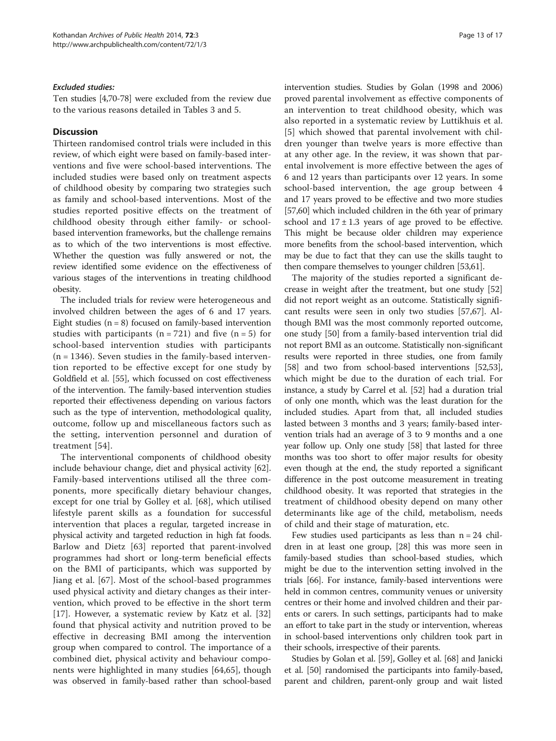*Excluded studies:*

Ten studies [4,70-78] were excluded from the review due to the various reasons detailed in Tables 3 and 5.

## Discussion

Thirteen randomised control trials were included in this review, of which eight were based on family-based interventions and five were school-based interventions. The included studies were based only on treatment aspects of childhood obesity by comparing two strategies such as family and school-based interventions. Most of the studies reported positive effects on the treatment of childhood obesity through either family- or school-based intervention frameworks, but the challenge remains as to which of the two interventions is most effective. Whether the question was fully answered or not, the review identified some evidence on the effectiveness of various stages of the interventions in treating childhood obesity.

The included trials for review were heterogeneous and involved children between the ages of 6 and 17 years. Eight studies (n = 8) focused on family-based intervention studies with participants (n = 721) and five (n = 5) for school-based intervention studies with participants (n = 1346). Seven studies in the family-based intervention reported to be effective except for one study by Goldfield et al. [55], which focussed on cost effectiveness of the intervention. The family-based intervention studies reported their effectiveness depending on various factors such as the type of intervention, methodological quality, outcome, follow up and miscellaneous factors such as the setting, intervention personnel and duration of treatment [54].

The interventional components of childhood obesity include behaviour change, diet and physical activity [62]. Family-based interventions utilised all the three components, more specifically dietary behaviour changes, except for one trial by Golley et al. [68], which utilised lifestyle parent skills as a foundation for successful intervention that places a regular, targeted increase in physical activity and targeted reduction in high fat foods. Barlow and Dietz [63] reported that parent-involved programmes had short or long-term beneficial effects on the BMI of participants, which was supported by Jiang et al. [67]. Most of the school-based programmes used physical activity and dietary changes as their intervention, which proved to be effective in the short term [17]. However, a systematic review by Katz et al. [32] found that physical activity and nutrition proved to be effective in decreasing BMI among the intervention group when compared to control. The importance of a combined diet, physical activity and behaviour components were highlighted in many studies [64,65], though was observed in family-based rather than school-based intervention studies. Studies by Golan (1998 and 2006) proved parental involvement as effective components of an intervention to treat childhood obesity, which was also reported in a systematic review by Luttikhuis et al. [5] which showed that parental involvement with children younger than twelve years is more effective than at any other age. In the review, it was shown that parental involvement is more effective between the ages of 6 and 12 years than participants over 12 years. In some school-based intervention, the age group between 4 and 17 years proved to be effective and two more studies [57,60] which included children in the 6th year of primary school and $17 \pm 1.3$ years of age proved to be effective. This might be because older children may experience more benefits from the school-based intervention, which may be due to fact that they can use the skills taught to then compare themselves to younger children [53,61].

The majority of the studies reported a significant decrease in weight after the treatment, but one study [52] did not report weight as an outcome. Statistically significant results were seen in only two studies [57,67]. Although BMI was the most commonly reported outcome, one study [50] from a family-based intervention trial did not report BMI as an outcome. Statistically non-significant results were reported in three studies, one from family [58] and two from school-based interventions [52,53], which might be due to the duration of each trial. For instance, a study by Carrel et al. [52] had a duration trial of only one month, which was the least duration for the included studies. Apart from that, all included studies lasted between 3 months and 3 years; family-based intervention trials had an average of 3 to 9 months and a one year follow up. Only one study [58] that lasted for three months was too short to offer major results for obesity even though at the end, the study reported a significant difference in the post outcome measurement in treating childhood obesity. It was reported that strategies in the treatment of childhood obesity depend on many other determinants like age of the child, metabolism, needs of child and their stage of maturation, etc.

Few studies used participants as less than n = 24 children in at least one group, [28] this was more seen in family-based studies than school-based studies, which might be due to the intervention setting involved in the trials [66]. For instance, family-based interventions were held in common centres, community venues or university centres or their home and involved children and their parents or carers. In such settings, participants had to make an effort to take part in the study or intervention, whereas in school-based interventions only children took part in their schools, irrespective of their parents.

Studies by Golan et al. [59], Golley et al. [68] and Janicki et al. [50] randomised the participants into family-based, parent and children, parent-only group and wait listed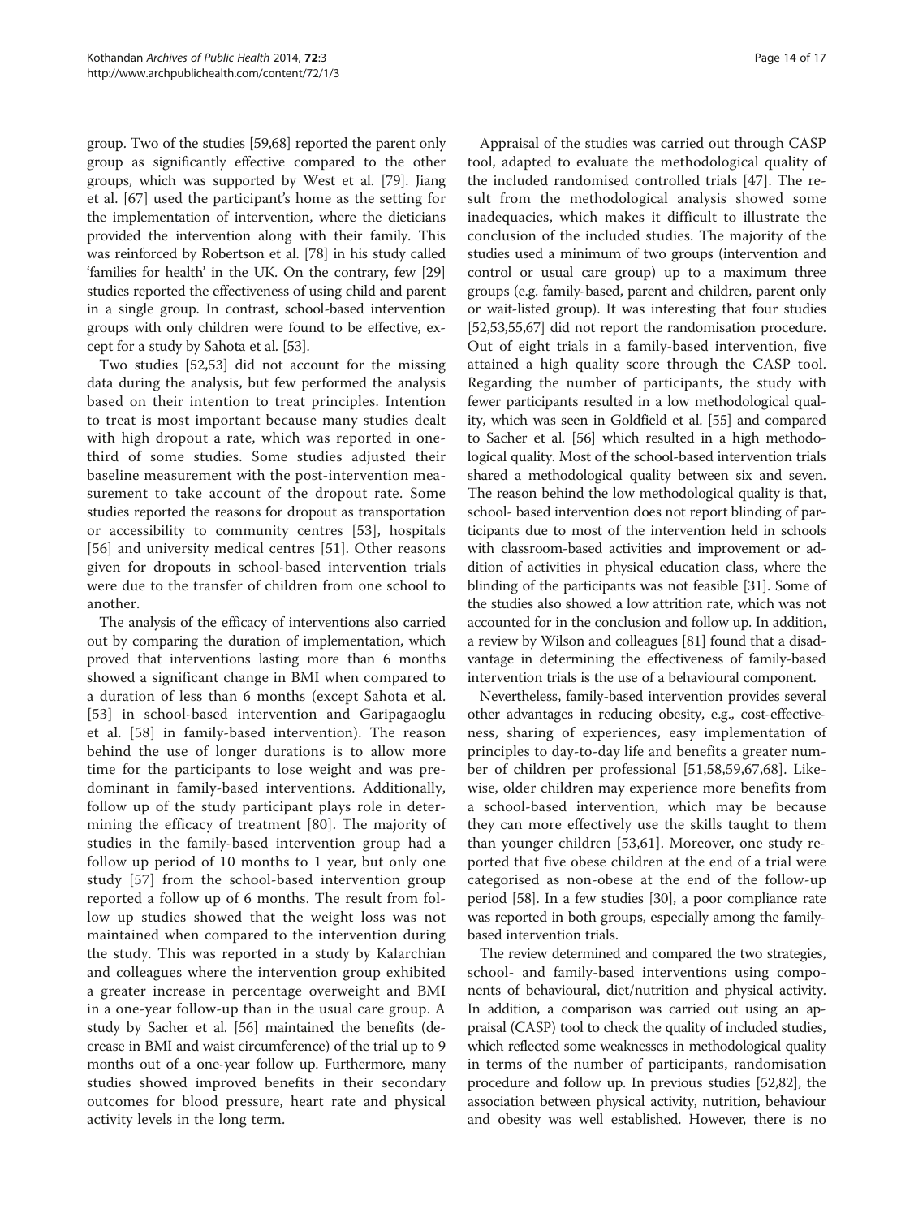group. Two of the studies [59,68] reported the parent only group as significantly effective compared to the other groups, which was supported by West et al. [79]. Jiang et al. [67] used the participant's home as the setting for the implementation of intervention, where the dieticians provided the intervention along with their family. This was reinforced by Robertson et al. [78] in his study called 'families for health' in the UK. On the contrary, few [29] studies reported the effectiveness of using child and parent in a single group. In contrast, school-based intervention groups with only children were found to be effective, except for a study by Sahota et al. [53].

Two studies [52,53] did not account for the missing data during the analysis, but few performed the analysis based on their intention to treat principles. Intention to treat is most important because many studies dealt with high dropout a rate, which was reported in one-third of some studies. Some studies adjusted their baseline measurement with the post-intervention measurement to take account of the dropout rate. Some studies reported the reasons for dropout as transportation or accessibility to community centres [53], hospitals [56] and university medical centres [51]. Other reasons given for dropouts in school-based intervention trials were due to the transfer of children from one school to another.

The analysis of the efficacy of interventions also carried out by comparing the duration of implementation, which proved that interventions lasting more than 6 months showed a significant change in BMI when compared to a duration of less than 6 months (except Sahota et al. [53] in school-based intervention and Garipagaoglu et al. [58] in family-based intervention). The reason behind the use of longer durations is to allow more time for the participants to lose weight and was predominant in family-based interventions. Additionally, follow up of the study participant plays role in determining the efficacy of treatment [80]. The majority of studies in the family-based intervention group had a follow up period of 10 months to 1 year, but only one study [57] from the school-based intervention group reported a follow up of 6 months. The result from follow up studies showed that the weight loss was not maintained when compared to the intervention during the study. This was reported in a study by Kalarchian and colleagues where the intervention group exhibited a greater increase in percentage overweight and BMI in a one-year follow-up than in the usual care group. A study by Sacher et al. [56] maintained the benefits (decrease in BMI and waist circumference) of the trial up to 9 months out of a one-year follow up. Furthermore, many studies showed improved benefits in their secondary outcomes for blood pressure, heart rate and physical activity levels in the long term.

Appraisal of the studies was carried out through CASP tool, adapted to evaluate the methodological quality of the included randomised controlled trials [47]. The result from the methodological analysis showed some inadequacies, which makes it difficult to illustrate the conclusion of the included studies. The majority of the studies used a minimum of two groups (intervention and control or usual care group) up to a maximum three groups (e.g. family-based, parent and children, parent only or wait-listed group). It was interesting that four studies [52,53,55,67] did not report the randomisation procedure. Out of eight trials in a family-based intervention, five attained a high quality score through the CASP tool. Regarding the number of participants, the study with fewer participants resulted in a low methodological quality, which was seen in Goldfield et al. [55] and compared to Sacher et al. [56] which resulted in a high methodological quality. Most of the school-based intervention trials shared a methodological quality between six and seven. The reason behind the low methodological quality is that, school- based intervention does not report blinding of participants due to most of the intervention held in schools with classroom-based activities and improvement or addition of activities in physical education class, where the blinding of the participants was not feasible [31]. Some of the studies also showed a low attrition rate, which was not accounted for in the conclusion and follow up. In addition, a review by Wilson and colleagues [81] found that a disadvantage in determining the effectiveness of family-based intervention trials is the use of a behavioural component.

Nevertheless, family-based intervention provides several other advantages in reducing obesity, e.g., cost-effectiveness, sharing of experiences, easy implementation of principles to day-to-day life and benefits a greater number of children per professional [51,58,59,67,68]. Likewise, older children may experience more benefits from a school-based intervention, which may be because they can more effectively use the skills taught to them than younger children [53,61]. Moreover, one study reported that five obese children at the end of a trial were categorised as non-obese at the end of the follow-up period [58]. In a few studies [30], a poor compliance rate was reported in both groups, especially among the family-based intervention trials.

The review determined and compared the two strategies, school- and family-based interventions using components of behavioural, diet/nutrition and physical activity. In addition, a comparison was carried out using an appraisal (CASP) tool to check the quality of included studies, which reflected some weaknesses in methodological quality in terms of the number of participants, randomisation procedure and follow up. In previous studies [52,82], the association between physical activity, nutrition, behaviour and obesity was well established. However, there is no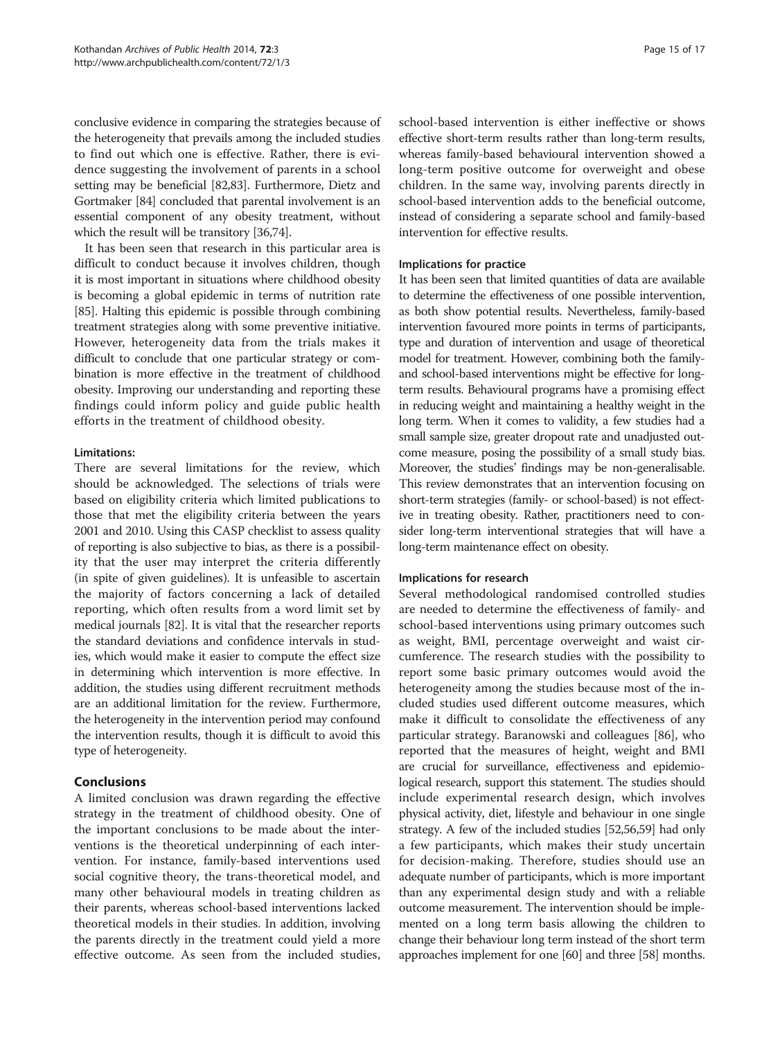conclusive evidence in comparing the strategies because of the heterogeneity that prevails among the included studies to find out which one is effective. Rather, there is evidence suggesting the involvement of parents in a school setting may be beneficial [82,83]. Furthermore, Dietz and Gortmaker [84] concluded that parental involvement is an essential component of any obesity treatment, without which the result will be transitory [36,74].

It has been seen that research in this particular area is difficult to conduct because it involves children, though it is most important in situations where childhood obesity is becoming a global epidemic in terms of nutrition rate [85]. Halting this epidemic is possible through combining treatment strategies along with some preventive initiative. However, heterogeneity data from the trials makes it difficult to conclude that one particular strategy or combination is more effective in the treatment of childhood obesity. Improving our understanding and reporting these findings could inform policy and guide public health efforts in the treatment of childhood obesity.

### Limitations:

There are several limitations for the review, which should be acknowledged. The selections of trials were based on eligibility criteria which limited publications to those that met the eligibility criteria between the years 2001 and 2010. Using this CASP checklist to assess quality of reporting is also subjective to bias, as there is a possibility that the user may interpret the criteria differently (in spite of given guidelines). It is unfeasible to ascertain the majority of factors concerning a lack of detailed reporting, which often results from a word limit set by medical journals [82]. It is vital that the researcher reports the standard deviations and confidence intervals in studies, which would make it easier to compute the effect size in determining which intervention is more effective. In addition, the studies using different recruitment methods are an additional limitation for the review. Furthermore, the heterogeneity in the intervention period may confound the intervention results, though it is difficult to avoid this type of heterogeneity.

## Conclusions

A limited conclusion was drawn regarding the effective strategy in the treatment of childhood obesity. One of the important conclusions to be made about the interventions is the theoretical underpinning of each intervention. For instance, family-based interventions used social cognitive theory, the trans-theoretical model, and many other behavioural models in treating children as their parents, whereas school-based interventions lacked theoretical models in their studies. In addition, involving the parents directly in the treatment could yield a more effective outcome. As seen from the included studies, school-based intervention is either ineffective or shows effective short-term results rather than long-term results, whereas family-based behavioural intervention showed a long-term positive outcome for overweight and obese children. In the same way, involving parents directly in school-based intervention adds to the beneficial outcome, instead of considering a separate school and family-based intervention for effective results.

### Implications for practice

It has been seen that limited quantities of data are available to determine the effectiveness of one possible intervention, as both show potential results. Nevertheless, family-based intervention favoured more points in terms of participants, type and duration of intervention and usage of theoretical model for treatment. However, combining both the family- and school-based interventions might be effective for long-term results. Behavioural programs have a promising effect in reducing weight and maintaining a healthy weight in the long term. When it comes to validity, a few studies had a small sample size, greater dropout rate and unadjusted outcome measure, posing the possibility of a small study bias. Moreover, the studies' findings may be non-generalisable. This review demonstrates that an intervention focusing on short-term strategies (family- or school-based) is not effective in treating obesity. Rather, practitioners need to consider long-term interventional strategies that will have a long-term maintenance effect on obesity.

### Implications for research

Several methodological randomised controlled studies are needed to determine the effectiveness of family- and school-based interventions using primary outcomes such as weight, BMI, percentage overweight and waist circumference. The research studies with the possibility to report some basic primary outcomes would avoid the heterogeneity among the studies because most of the included studies used different outcome measures, which make it difficult to consolidate the effectiveness of any particular strategy. Baranowski and colleagues [86], who reported that the measures of height, weight and BMI are crucial for surveillance, effectiveness and epidemiological research, support this statement. The studies should include experimental research design, which involves physical activity, diet, lifestyle and behaviour in one single strategy. A few of the included studies [52,56,59] had only a few participants, which makes their study uncertain for decision-making. Therefore, studies should use an adequate number of participants, which is more important than any experimental design study and with a reliable outcome measurement. The intervention should be implemented on a long term basis allowing the children to change their behaviour long term instead of the short term approaches implement for one [60] and three [58] months.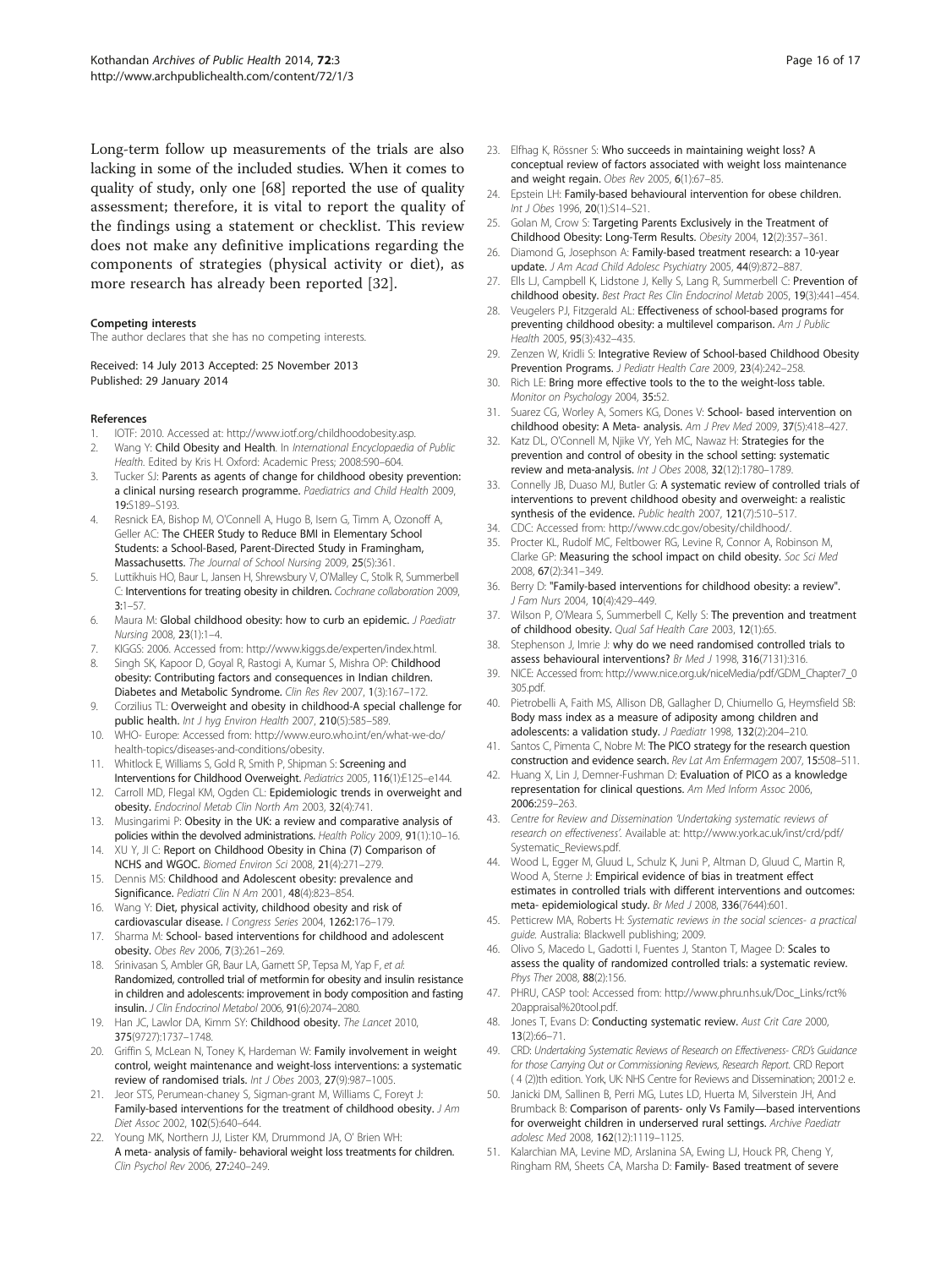Long-term follow up measurements of the trials are also lacking in some of the included studies. When it comes to quality of study, only one [68] reported the use of quality assessment; therefore, it is vital to report the quality of the findings using a statement or checklist. This review does not make any definitive implications regarding the components of strategies (physical activity or diet), as more research has already been reported [32].

#### Competing interests

The author declares that she has no competing interests.

Received: 14 July 2013 Accepted: 25 November 2013
Published: 29 January 2014

#### References

1. IOTF: 2010. Accessed at: http://www.iotf.org/childhoodobesity.asp.
2. Wang Y: **Child Obesity and Health**. In *International Encyclopaedia of Public Health*. Edited by Kris H. Oxford: Academic Press; 2008:590–604.
3. Tucker SJ: **Parents as agents of change for childhood obesity prevention: a clinical nursing research programme.** *Paediatrics and Child Health* 2009, **19**:S189–S193.
4. Resnick EA, Bishop M, O'Connell A, Hugo B, Isern G, Timm A, Ozonoff A, Geller AC: **The CHEER Study to Reduce BMI in Elementary School Students: a School-Based, Parent-Directed Study in Framingham, Massachusetts.** *The Journal of School Nursing* 2009, **25**(5):361.
5. Luttikhuis HO, Baur L, Jansen H, Shrewsbury V, O'Malley C, Stolk R, Summerbell C: **Interventions for treating obesity in children.** *Cochrane collaboration* 2009, **3**:1–57.
6. Maura M: **Global childhood obesity: how to curb an epidemic.** *J Paediatr Nursing* 2008, **23**(1):1–4.
7. KIGGS: 2006. Accessed from: http://www.kiggs.de/experten/index.html.
8. Singh SK, Kapoor D, Goyal R, Rastogi A, Kumar S, Mishra OP: **Childhood obesity: Contributing factors and consequences in Indian children. Diabetes and Metabolic Syndrome.** *Clin Res Rev* 2007, **1**(3):167–172.
9. Corzilius TL: **Overweight and obesity in childhood-A special challenge for public health.** *Int J hyg Environ Health* 2007, **210**(5):585–589.
10. WHO- Europe: Accessed from: http://www.euro.who.int/en/what-we-do/health-topics/diseases-and-conditions/obesity.
11. Whitlock E, Williams S, Gold R, Smith P, Shipman S: **Screening and Interventions for Childhood Overweight.** *Pediatrics* 2005, **116**(1):E125–e144.
12. Carroll MD, Flegal KM, Ogden CL: **Epidemiologic trends in overweight and obesity.** *Endocrinol Metab Clin North Am* 2003, **32**(4):741.
13. Musingarimi P: **Obesity in the UK: a review and comparative analysis of policies within the devolved administrations.** *Health Policy* 2009, **91**(1):10–16.
14. XU Y, JI C: **Report on Childhood Obesity in China (7) Comparison of NCHS and WGOC.** *Biomed Environ Sci* 2008, **21**(4):271–279.
15. Dennis MS: **Childhood and Adolescent obesity: prevalence and Significance.** *Pediatri Clin N Am* 2001, **48**(4):823–854.
16. Wang Y: **Diet, physical activity, childhood obesity and risk of cardiovascular disease.** *I Congress Series* 2004, **1262**:176–179.
17. Sharma M: **School- based interventions for childhood and adolescent obesity.** *Obes Rev* 2006, **7**(3):261–269.
18. Srinivasan S, Ambler GR, Baur LA, Garnett SP, Tepsa M, Yap F, *et al*: **Randomized, controlled trial of metformin for obesity and insulin resistance in children and adolescents: improvement in body composition and fasting insulin.** *J Clin Endocrinol Metabol* 2006, **91**(6):2074–2080.
19. Han JC, Lawlor DA, Kimm SY: **Childhood obesity.** *The Lancet* 2010, **375**(9727):1737–1748.
20. Griffin S, McLean N, Toney K, Hardeman W: **Family involvement in weight control, weight maintenance and weight-loss interventions: a systematic review of randomised trials.** *Int J Obes* 2003, **27**(9):987–1005.
21. Jeor STS, Perumean-chaney S, Sigman-grant M, Williams C, Foreyt J: **Family-based interventions for the treatment of childhood obesity.** *J Am Diet Assoc* 2002, **102**(5):640–644.
22. Young MK, Northern JJ, Lister KM, Drummond JA, O' Brien WH: **A meta- analysis of family- behavioral weight loss treatments for children.** *Clin Psychol Rev* 2006, **27**:240–249.
23. Elfhag K, Rössner S: **Who succeeds in maintaining weight loss? A conceptual review of factors associated with weight loss maintenance and weight regain.** *Obes Rev* 2005, **6**(1):67–85.
24. Epstein LH: **Family-based behavioural intervention for obese children.** *Int J Obes* 1996, **20**(1):S14–S21.
25. Golan M, Crow S: **Targeting Parents Exclusively in the Treatment of Childhood Obesity: Long-Term Results.** *Obesity* 2004, **12**(2):357–361.
26. Diamond G, Josephson A: **Family-based treatment research: a 10-year update.** *J Am Acad Child Adolesc Psychiatry* 2005, **44**(9):872–887.
27. Ells LJ, Campbell K, Lidstone J, Kelly S, Lang R, Summerbell C: **Prevention of childhood obesity.** *Best Pract Res Clin Endocrinol Metab* 2005, **19**(3):441–454.
28. Veugelers PJ, Fitzgerald AL: **Effectiveness of school-based programs for preventing childhood obesity: a multilevel comparison.** *Am J Public Health* 2005, **95**(3):432–435.
29. Zenzen W, Kridli S: **Integrative Review of School-based Childhood Obesity Prevention Programs.** *J Pediatr Health Care* 2009, **23**(4):242–258.
30. Rich LE: **Bring more effective tools to the to the weight-loss table.** *Monitor on Psychology* 2004, **35**:52.
31. Suarez CG, Worley A, Somers KG, Dones V: **School- based intervention on childhood obesity: A Meta- analysis.** *Am J Prev Med* 2009, **37**(5):418–427.
32. Katz DL, O'Connell M, Njike VY, Yeh MC, Nawaz H: **Strategies for the prevention and control of obesity in the school setting: systematic review and meta-analysis.** *Int J Obes* 2008, **32**(12):1780–1789.
33. Connelly JB, Duaso MJ, Butler G: **A systematic review of controlled trials of interventions to prevent childhood obesity and overweight: a realistic synthesis of the evidence.** *Public health* 2007, **121**(7):510–517.
34. CDC: Accessed from: http://www.cdc.gov/obesity/childhood/.
35. Procter KL, Rudolf MC, Feltbower RG, Levine R, Connor A, Robinson M, Clarke GP: **Measuring the school impact on child obesity.** *Soc Sci Med* 2008, **67**(2):341–349.
36. Berry D: **"Family-based interventions for childhood obesity: a review".** *J Fam Nurs* 2004, **10**(4):429–449.
37. Wilson P, O'Meara S, Summerbell C, Kelly S: **The prevention and treatment of childhood obesity.** *Qual Saf Health Care* 2003, **12**(1):65.
38. Stephenson J, Imrie J: **why do we need randomised controlled trials to assess behavioural interventions?** *Br Med J* 1998, **316**(7131):316.
39. NICE: Accessed from: http://www.nice.org.uk/niceMedia/pdf/GDM_Chapter7_0305.pdf.
40. Pietrobelli A, Faith MS, Allison DB, Gallagher D, Chiumello G, Heymsfield SB: **Body mass index as a measure of adiposity among children and adolescents: a validation study.** *J Paediatr* 1998, **132**(2):204–210.
41. Santos C, Pimenta C, Nobre M: **The PICO strategy for the research question construction and evidence search.** *Rev Lat Am Enfermagem* 2007, **15**:508–511.
42. Huang X, Lin J, Demner-Fushman D: **Evaluation of PICO as a knowledge representation for clinical questions.** *Am Med Inform Assoc* 2006, **2006**:259–263.
43. *Centre for Review and Dissemination 'Undertaking systematic reviews of research on effectiveness'.* Available at: http://www.york.ac.uk/inst/crd/pdf/Systematic_Reviews.pdf.
44. Wood L, Egger M, Gluud L, Schulz K, Juni P, Altman D, Gluud C, Martin R, Wood A, Sterne J: **Empirical evidence of bias in treatment effect estimates in controlled trials with different interventions and outcomes: meta- epidemiological study.** *Br Med J* 2008, **336**(7644):601.
45. Petticrew MA, Roberts H: *Systematic reviews in the social sciences- a practical guide.* Australia: Blackwell publishing; 2009.
46. Olivo S, Macedo L, Gadotti I, Fuentes J, Stanton T, Magee D: **Scales to assess the quality of randomized controlled trials: a systematic review.** *Phys Ther* 2008, **88**(2):156.
47. PHRU, CASP tool: Accessed from: http://www.phru.nhs.uk/Doc_Links/rct%20appraisal%20tool.pdf.
48. Jones T, Evans D: **Conducting systematic review.** *Aust Crit Care* 2000, **13**(2):66–71.
49. CRD: *Undertaking Systematic Reviews of Research on Effectiveness- CRD's Guidance for those Carrying Out or Commissioning Reviews, Research Report.* CRD Report ( 4 (2))th edition. York, UK: NHS Centre for Reviews and Dissemination; 2001:2 e.
50. Janicki DM, Sallinen B, Perri MG, Lutes LD, Huerta M, Silverstein JH, And Brumback B: **Comparison of parents- only Vs Family—based interventions for overweight children in underserved rural settings.** *Archive Paediatr adolesc Med* 2008, **162**(12):1119–1125.
51. Kalarchian MA, Levine MD, Arslanina SA, Ewing LJ, Houck PR, Cheng Y, Ringham RM, Sheets CA, Marsha D: **Family- Based treatment of severe**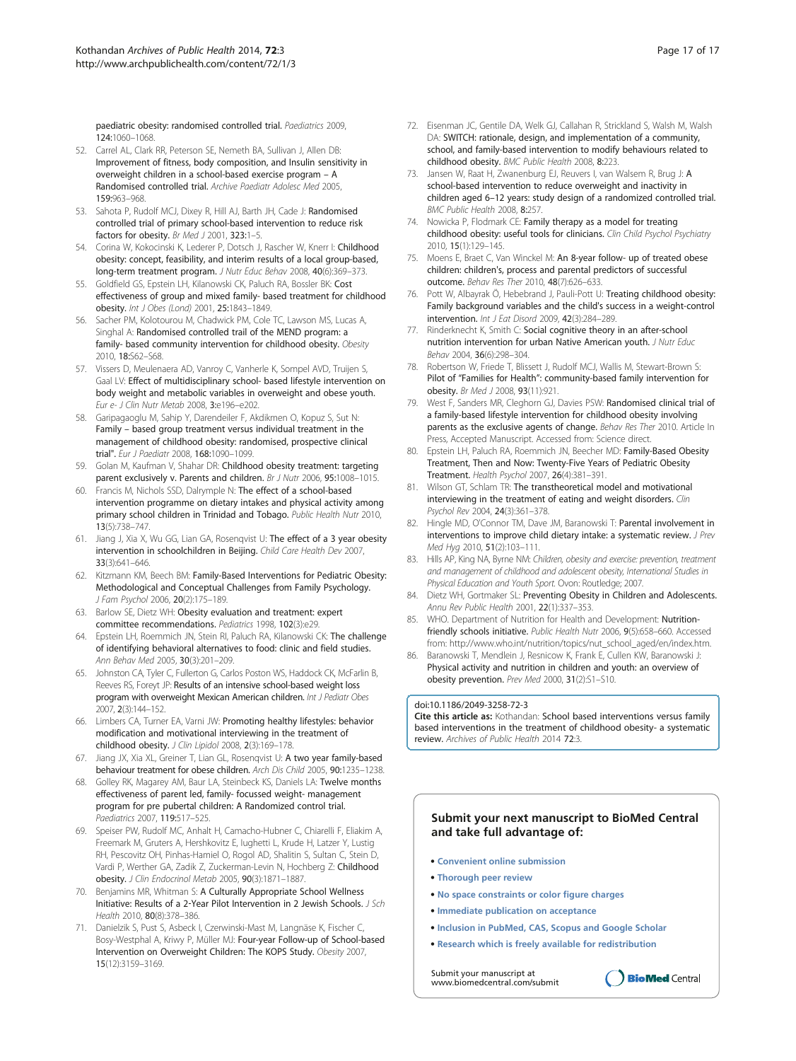paediatric obesity: randomised controlled trial. *Paediatrics* 2009, **124**:1060–1068.

52. Carrel AL, Clark RR, Peterson SE, Nemeth BA, Sullivan J, Allen DB: **Improvement of fitness, body composition, and Insulin sensitivity in overweight children in a school-based exercise program – A Randomised controlled trial.** *Archive Paediatr Adolesc Med* 2005, **159**:963–968.
53. Sahota P, Rudolf MCJ, Dixey R, Hill AJ, Barth JH, Cade J: **Randomised controlled trial of primary school-based intervention to reduce risk factors for obesity.** *Br Med J* 2001, **323**:1–5.
54. Corina W, Kokocinski K, Lederer P, Dotsch J, Rascher W, Knerr I: **Childhood obesity: concept, feasibility, and interim results of a local group-based, long-term treatment program.** *J Nutr Educ Behav* 2008, **40**(6):369–373.
55. Goldfield GS, Epstein LH, Kilanowski CK, Paluch RA, Bossler BK: **Cost effectiveness of group and mixed family- based treatment for childhood obesity.** *Int J Obes (Lond)* 2001, **25**:1843–1849.
56. Sacher PM, Kolotourou M, Chadwick PM, Cole TC, Lawson MS, Lucas A, Singhal A: **Randomised controlled trail of the MEND program: a family- based community intervention for childhood obesity.** *Obesity* 2010, **18**:S62–S68.
57. Vissers D, Meulenaera AD, Vanroy C, Vanherle K, Sompel AVD, Truijen S, Gaal LV: **Effect of multidisciplinary school- based lifestyle intervention on body weight and metabolic variables in overweight and obese youth.** *Eur e- J Clin Nutr Metab* 2008, **3**:e196–e202.
58. Garipagaoglu M, Sahip Y, Darendeiler F, Akdikmen O, Kopuz S, Sut N: **Family – based group treatment versus individual treatment in the management of childhood obesity: randomised, prospective clinical trial".** *Eur J Paediatr* 2008, **168**:1090–1099.
59. Golan M, Kaufman V, Shahar DR: **Childhood obesity treatment: targeting parent exclusively v. Parents and children.** *Br J Nutr* 2006, **95**:1008–1015.
60. Francis M, Nichols SSD, Dalrymple N: **The effect of a school-based intervention programme on dietary intakes and physical activity among primary school children in Trinidad and Tobago.** *Public Health Nutr* 2010, **13**(5):738–747.
61. Jiang J, Xia X, Wu GG, Lian GA, Rosenqvist U: **The effect of a 3 year obesity intervention in schoolchildren in Beijing.** *Child Care Health Dev* 2007, **33**(3):641–646.
62. Kitzmann KM, Beech BM: **Family-Based Interventions for Pediatric Obesity: Methodological and Conceptual Challenges from Family Psychology.** *J Fam Psychol* 2006, **20**(2):175–189.
63. Barlow SE, Dietz WH: **Obesity evaluation and treatment: expert committee recommendations.** *Pediatrics* 1998, **102**(3):e29.
64. Epstein LH, Roemmich JN, Stein RI, Paluch RA, Kilanowski CK: **The challenge of identifying behavioral alternatives to food: clinic and field studies.** *Ann Behav Med* 2005, **30**(3):201–209.
65. Johnston CA, Tyler C, Fullerton G, Carlos Poston WS, Haddock CK, McFarlin B, Reeves RS, Foreyt JP: **Results of an intensive school-based weight loss program with overweight Mexican American children.** *Int J Pediatr Obes* 2007, **2**(3):144–152.
66. Limbers CA, Turner EA, Varni JW: **Promoting healthy lifestyles: behavior modification and motivational interviewing in the treatment of childhood obesity.** *J Clin Lipidol* 2008, **2**(3):169–178.
67. Jiang JX, Xia XL, Greiner T, Lian GL, Rosenqvist U: **A two year family-based behaviour treatment for obese children.** *Arch Dis Child* 2005, **90**:1235–1238.
68. Golley RK, Magarey AM, Baur LA, Steinbeck KS, Daniels LA: **Twelve months effectiveness of parent led, family- focussed weight- management program for pre pubertal children: A Randomized control trial.** *Paediatrics* 2007, **119**:517–525.
69. Speiser PW, Rudolf MC, Anhalt H, Camacho-Hubner C, Chiarelli F, Eliakim A, Freemark M, Gruters A, Hershkovitz E, Iughetti L, Krude H, Latzer Y, Lustig RH, Pescovitz OH, Pinhas-Hamiel O, Rogol AD, Shalitin S, Sultan C, Stein D, Vardi P, Werther GA, Zadik Z, Zuckerman-Levin N, Hochberg Z: **Childhood obesity.** *J Clin Endocrinol Metab* 2005, **90**(3):1871–1887.
70. Benjamins MR, Whitman S: **A Culturally Appropriate School Wellness Initiative: Results of a 2-Year Pilot Intervention in 2 Jewish Schools.** *J Sch Health* 2010, **80**(8):378–386.
71. Danielzik S, Pust S, Asbeck I, Czerwinski-Mast M, Langnäse K, Fischer C, Bosy-Westphal A, Kriwy P, Müller MJ: **Four-year Follow-up of School-based Intervention on Overweight Children: The KOPS Study.** *Obesity* 2007, **15**(12):3159–3169.
72. Eisenman JC, Gentile DA, Welk GJ, Callahan R, Strickland S, Walsh M, Walsh DA: **SWITCH: rationale, design, and implementation of a community, school, and family-based intervention to modify behaviours related to childhood obesity.** *BMC Public Health* 2008, **8**:223.
73. Jansen W, Raat H, Zwanenburg EJ, Reuvers I, van Walsem R, Brug J: **A school-based intervention to reduce overweight and inactivity in children aged 6–12 years: study design of a randomized controlled trial.** *BMC Public Health* 2008, **8**:257.
74. Nowicka P, Flodmark CE: **Family therapy as a model for treating childhood obesity: useful tools for clinicians.** *Clin Child Psychol Psychiatry* 2010, **15**(1):129–145.
75. Moens E, Braet C, Van Winckel M: **An 8-year follow- up of treated obese children: children's, process and parental predictors of successful outcome.** *Behav Res Ther* 2010, **48**(7):626–633.
76. Pott W, Albayrak Ö, Hebebrand J, Pauli-Pott U: **Treating childhood obesity: Family background variables and the child's success in a weight-control intervention.** *Int J Eat Disord* 2009, **42**(3):284–289.
77. Rinderknecht K, Smith C: **Social cognitive theory in an after-school nutrition intervention for urban Native American youth.** *J Nutr Educ Behav* 2004, **36**(6):298–304.
78. Robertson W, Friede T, Blissett J, Rudolf MCJ, Wallis M, Stewart-Brown S: **Pilot of "Families for Health": community-based family intervention for obesity.** *Br Med J* 2008, **93**(11):921.
79. West F, Sanders MR, Cleghorn GJ, Davies PSW: **Randomised clinical trial of a family-based lifestyle intervention for childhood obesity involving parents as the exclusive agents of change.** *Behav Res Ther* 2010. Article In Press, Accepted Manuscript. Accessed from: Science direct.
80. Epstein LH, Paluch RA, Roemmich JN, Beecher MD: **Family-Based Obesity Treatment, Then and Now: Twenty-Five Years of Pediatric Obesity Treatment.** *Health Psychol* 2007, **26**(4):381–391.
81. Wilson GT, Schlam TR: **The transtheoretical model and motivational interviewing in the treatment of eating and weight disorders.** *Clin Psychol Rev* 2004, **24**(3):361–378.
82. Hingle MD, O'Connor TM, Dave JM, Baranowski T: **Parental involvement in interventions to improve child dietary intake: a systematic review.** *J Prev Med Hyg* 2010, **51**(2):103–111.
83. Hills AP, King NA, Byrne NM: *Children, obesity and exercise: prevention, treatment and management of childhood and adolescent obesity, International Studies in Physical Education and Youth Sport.* Ovon: Routledge; 2007.
84. Dietz WH, Gortmaker SL: **Preventing Obesity in Children and Adolescents.** *Annu Rev Public Health* 2001, **22**(1):337–353.
85. WHO. Department of Nutrition for Health and Development: **Nutrition-friendly schools initiative.** *Public Health Nutr* 2006, **9**(5):658–660. Accessed from: http://www.who.int/nutrition/topics/nut_school_aged/en/index.htm.
86. Baranowski T, Mendlein J, Resnicow K, Frank E, Cullen KW, Baranowski J: **Physical activity and nutrition in children and youth: an overview of obesity prevention.** *Prev Med* 2000, **31**(2):S1–S10.

doi:10.1186/2049-3258-72-3

**Cite this article as:** Kothandan: School based interventions versus family based interventions in the treatment of childhood obesity- a systematic review. *Archives of Public Health* 2014 **72**:3.

**Submit your next manuscript to BioMed Central and take full advantage of:**

- Convenient online submission
- Thorough peer review
- No space constraints or color figure charges
- Immediate publication on acceptance
- Inclusion in PubMed, CAS, Scopus and Google Scholar
- Research which is freely available for redistribution

Submit your manuscript at www.biomedcentral.com/submit

BioMed Central